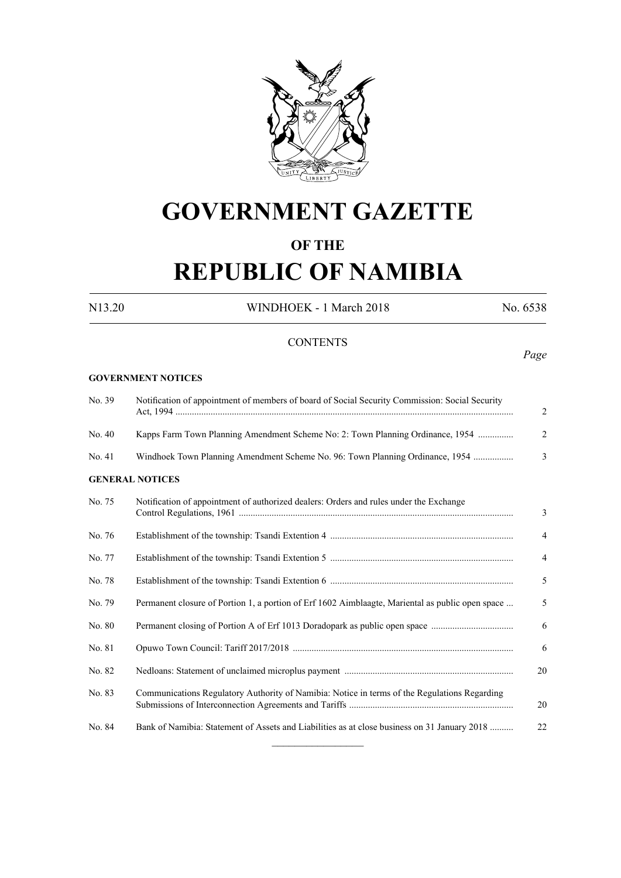# GOVERNMENT GAZETTE

## OF THE

# REPUBLIC OF NAMIBIA

N13.20 WINDHOEK - 1 March 2018 No. 6538

CONTENTS

*Page*

**GOVERNMENT NOTICES**

| No. | Notice | Page |
|---|---|---|
| No. 39 | Notification of appointment of members of board of Social Security Commission: Social Security Act, 1994 | 2 |
| No. 40 | Kapps Farm Town Planning Amendment Scheme No: 2: Town Planning Ordinance, 1954 | 2 |
| No. 41 | Windhoek Town Planning Amendment Scheme No. 96: Town Planning Ordinance, 1954 | 3 |

**GENERAL NOTICES**

| No. | Notice | Page |
|---|---|---|
| No. 75 | Notification of appointment of authorized dealers: Orders and rules under the Exchange Control Regulations, 1961 | 3 |
| No. 76 | Establishment of the township: Tsandi Extention 4 | 4 |
| No. 77 | Establishment of the township: Tsandi Extention 5 | 4 |
| No. 78 | Establishment of the township: Tsandi Extention 6 | 5 |
| No. 79 | Permanent closure of Portion 1, a portion of Erf 1602 Aimblaagte, Mariental as public open space | 5 |
| No. 80 | Permanent closing of Portion A of Erf 1013 Doradopark as public open space | 6 |
| No. 81 | Opuwo Town Council: Tariff 2017/2018 | 6 |
| No. 82 | Nedloans: Statement of unclaimed microplus payment | 20 |
| No. 83 | Communications Regulatory Authority of Namibia: Notice in terms of the Regulations Regarding Submissions of Interconnection Agreements and Tariffs | 20 |
| No. 84 | Bank of Namibia: Statement of Assets and Liabilities as at close business on 31 January 2018 | 22 |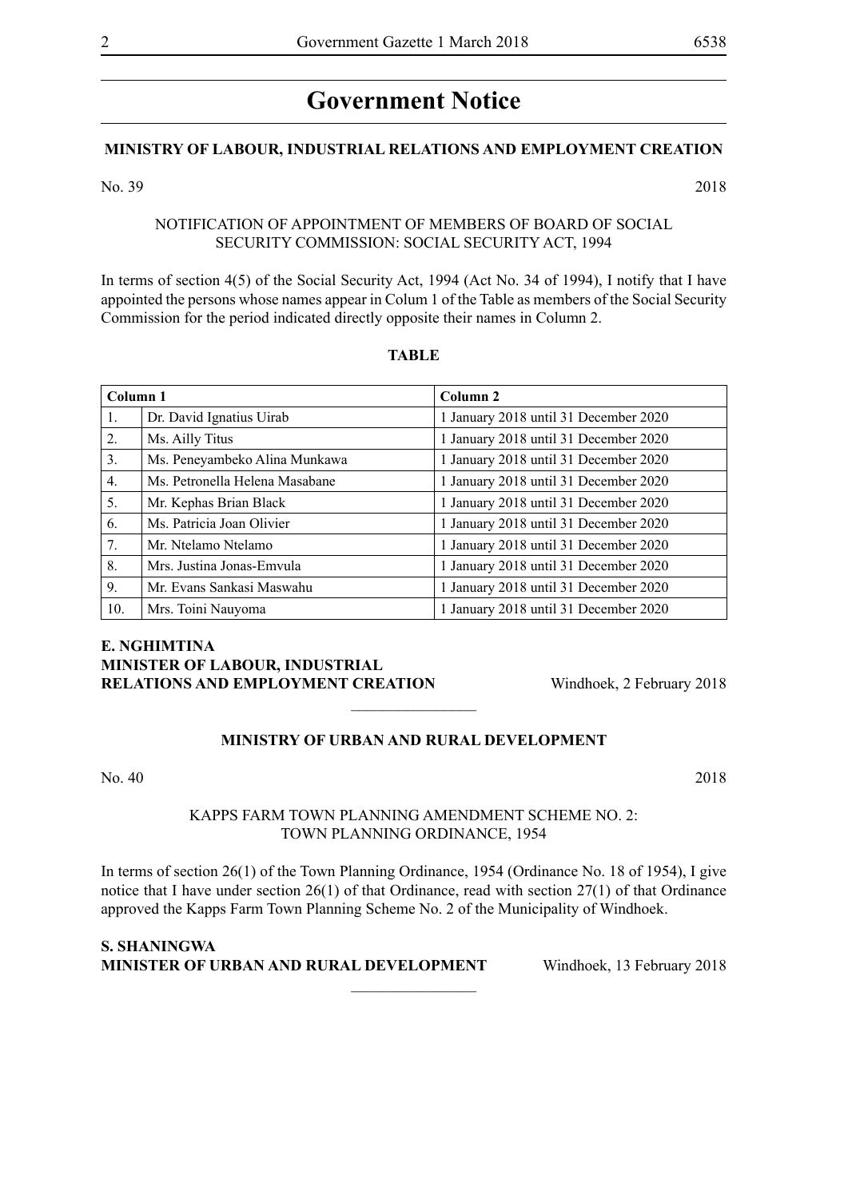# Government Notice

## MINISTRY OF LABOUR, INDUSTRIAL RELATIONS AND EMPLOYMENT CREATION

No. 39 2018

NOTIFICATION OF APPOINTMENT OF MEMBERS OF BOARD OF SOCIAL SECURITY COMMISSION: SOCIAL SECURITY ACT, 1994

In terms of section 4(5) of the Social Security Act, 1994 (Act No. 34 of 1994), I notify that I have appointed the persons whose names appear in Colum 1 of the Table as members of the Social Security Commission for the period indicated directly opposite their names in Column 2.

**TABLE**

| Column 1 | | Column 2 |
|---|---|---|
| 1. | Dr. David Ignatius Uirab | 1 January 2018 until 31 December 2020 |
| 2. | Ms. Ailly Titus | 1 January 2018 until 31 December 2020 |
| 3. | Ms. Peneyambeko Alina Munkawa | 1 January 2018 until 31 December 2020 |
| 4. | Ms. Petronella Helena Masabane | 1 January 2018 until 31 December 2020 |
| 5. | Mr. Kephas Brian Black | 1 January 2018 until 31 December 2020 |
| 6. | Ms. Patricia Joan Olivier | 1 January 2018 until 31 December 2020 |
| 7. | Mr. Ntelamo Ntelamo | 1 January 2018 until 31 December 2020 |
| 8. | Mrs. Justina Jonas-Emvula | 1 January 2018 until 31 December 2020 |
| 9. | Mr. Evans Sankasi Maswahu | 1 January 2018 until 31 December 2020 |
| 10. | Mrs. Toini Nauyoma | 1 January 2018 until 31 December 2020 |

**E. NGHIMTINA**
**MINISTER OF LABOUR, INDUSTRIAL RELATIONS AND EMPLOYMENT CREATION** Windhoek, 2 February 2018

---

## MINISTRY OF URBAN AND RURAL DEVELOPMENT

No. 40 2018

KAPPS FARM TOWN PLANNING AMENDMENT SCHEME NO. 2: TOWN PLANNING ORDINANCE, 1954

In terms of section 26(1) of the Town Planning Ordinance, 1954 (Ordinance No. 18 of 1954), I give notice that I have under section 26(1) of that Ordinance, read with section 27(1) of that Ordinance approved the Kapps Farm Town Planning Scheme No. 2 of the Municipality of Windhoek.

**S. SHANINGWA**
**MINISTER OF URBAN AND RURAL DEVELOPMENT** Windhoek, 13 February 2018

---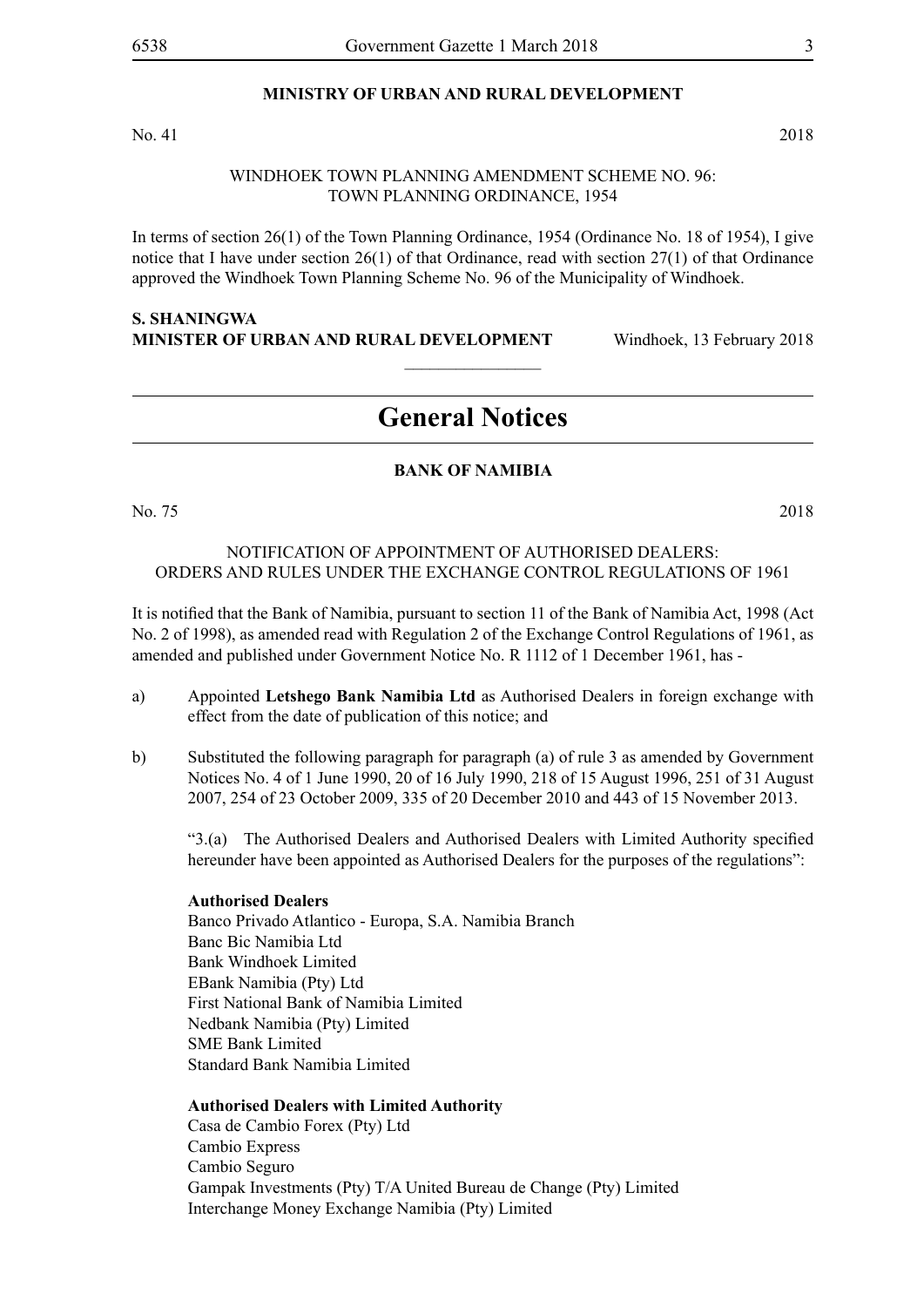**MINISTRY OF URBAN AND RURAL DEVELOPMENT**

No. 41 2018

WINDHOEK TOWN PLANNING AMENDMENT SCHEME NO. 96:
TOWN PLANNING ORDINANCE, 1954

In terms of section 26(1) of the Town Planning Ordinance, 1954 (Ordinance No. 18 of 1954), I give notice that I have under section 26(1) of that Ordinance, read with section 27(1) of that Ordinance approved the Windhoek Town Planning Scheme No. 96 of the Municipality of Windhoek.

**S. SHANINGWA**
**MINISTER OF URBAN AND RURAL DEVELOPMENT** Windhoek, 13 February 2018

---

# General Notices

**BANK OF NAMIBIA**

No. 75 2018

NOTIFICATION OF APPOINTMENT OF AUTHORISED DEALERS:
ORDERS AND RULES UNDER THE EXCHANGE CONTROL REGULATIONS OF 1961

It is notified that the Bank of Namibia, pursuant to section 11 of the Bank of Namibia Act, 1998 (Act No. 2 of 1998), as amended read with Regulation 2 of the Exchange Control Regulations of 1961, as amended and published under Government Notice No. R 1112 of 1 December 1961, has -

a) Appointed **Letshego Bank Namibia Ltd** as Authorised Dealers in foreign exchange with effect from the date of publication of this notice; and

b) Substituted the following paragraph for paragraph (a) of rule 3 as amended by Government Notices No. 4 of 1 June 1990, 20 of 16 July 1990, 218 of 15 August 1996, 251 of 31 August 2007, 254 of 23 October 2009, 335 of 20 December 2010 and 443 of 15 November 2013.

"3.(a) The Authorised Dealers and Authorised Dealers with Limited Authority specified hereunder have been appointed as Authorised Dealers for the purposes of the regulations":

**Authorised Dealers**
Banco Privado Atlantico - Europa, S.A. Namibia Branch
Banc Bic Namibia Ltd
Bank Windhoek Limited
EBank Namibia (Pty) Ltd
First National Bank of Namibia Limited
Nedbank Namibia (Pty) Limited
SME Bank Limited
Standard Bank Namibia Limited

**Authorised Dealers with Limited Authority**
Casa de Cambio Forex (Pty) Ltd
Cambio Express
Cambio Seguro
Gampak Investments (Pty) T/A United Bureau de Change (Pty) Limited
Interchange Money Exchange Namibia (Pty) Limited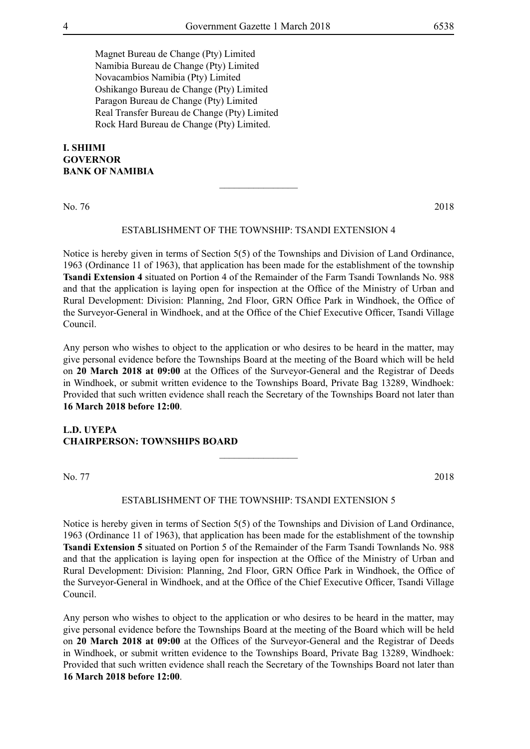Magnet Bureau de Change (Pty) Limited
Namibia Bureau de Change (Pty) Limited
Novacambios Namibia (Pty) Limited
Oshikango Bureau de Change (Pty) Limited
Paragon Bureau de Change (Pty) Limited
Real Transfer Bureau de Change (Pty) Limited
Rock Hard Bureau de Change (Pty) Limited.

**I. SHIIMI**
**GOVERNOR**
**BANK OF NAMIBIA**

---

No. 76 2018

ESTABLISHMENT OF THE TOWNSHIP: TSANDI EXTENSION 4

Notice is hereby given in terms of Section 5(5) of the Townships and Division of Land Ordinance, 1963 (Ordinance 11 of 1963), that application has been made for the establishment of the township **Tsandi Extension 4** situated on Portion 4 of the Remainder of the Farm Tsandi Townlands No. 988 and that the application is laying open for inspection at the Office of the Ministry of Urban and Rural Development: Division: Planning, 2nd Floor, GRN Office Park in Windhoek, the Office of the Surveyor-General in Windhoek, and at the Office of the Chief Executive Officer, Tsandi Village Council.

Any person who wishes to object to the application or who desires to be heard in the matter, may give personal evidence before the Townships Board at the meeting of the Board which will be held on **20 March 2018 at 09:00** at the Offices of the Surveyor-General and the Registrar of Deeds in Windhoek, or submit written evidence to the Townships Board, Private Bag 13289, Windhoek: Provided that such written evidence shall reach the Secretary of the Townships Board not later than **16 March 2018 before 12:00**.

**L.D. UYEPA**
**CHAIRPERSON: TOWNSHIPS BOARD**

---

No. 77 2018

ESTABLISHMENT OF THE TOWNSHIP: TSANDI EXTENSION 5

Notice is hereby given in terms of Section 5(5) of the Townships and Division of Land Ordinance, 1963 (Ordinance 11 of 1963), that application has been made for the establishment of the township **Tsandi Extension 5** situated on Portion 5 of the Remainder of the Farm Tsandi Townlands No. 988 and that the application is laying open for inspection at the Office of the Ministry of Urban and Rural Development: Division: Planning, 2nd Floor, GRN Office Park in Windhoek, the Office of the Surveyor-General in Windhoek, and at the Office of the Chief Executive Officer, Tsandi Village Council.

Any person who wishes to object to the application or who desires to be heard in the matter, may give personal evidence before the Townships Board at the meeting of the Board which will be held on **20 March 2018 at 09:00** at the Offices of the Surveyor-General and the Registrar of Deeds in Windhoek, or submit written evidence to the Townships Board, Private Bag 13289, Windhoek: Provided that such written evidence shall reach the Secretary of the Townships Board not later than **16 March 2018 before 12:00**.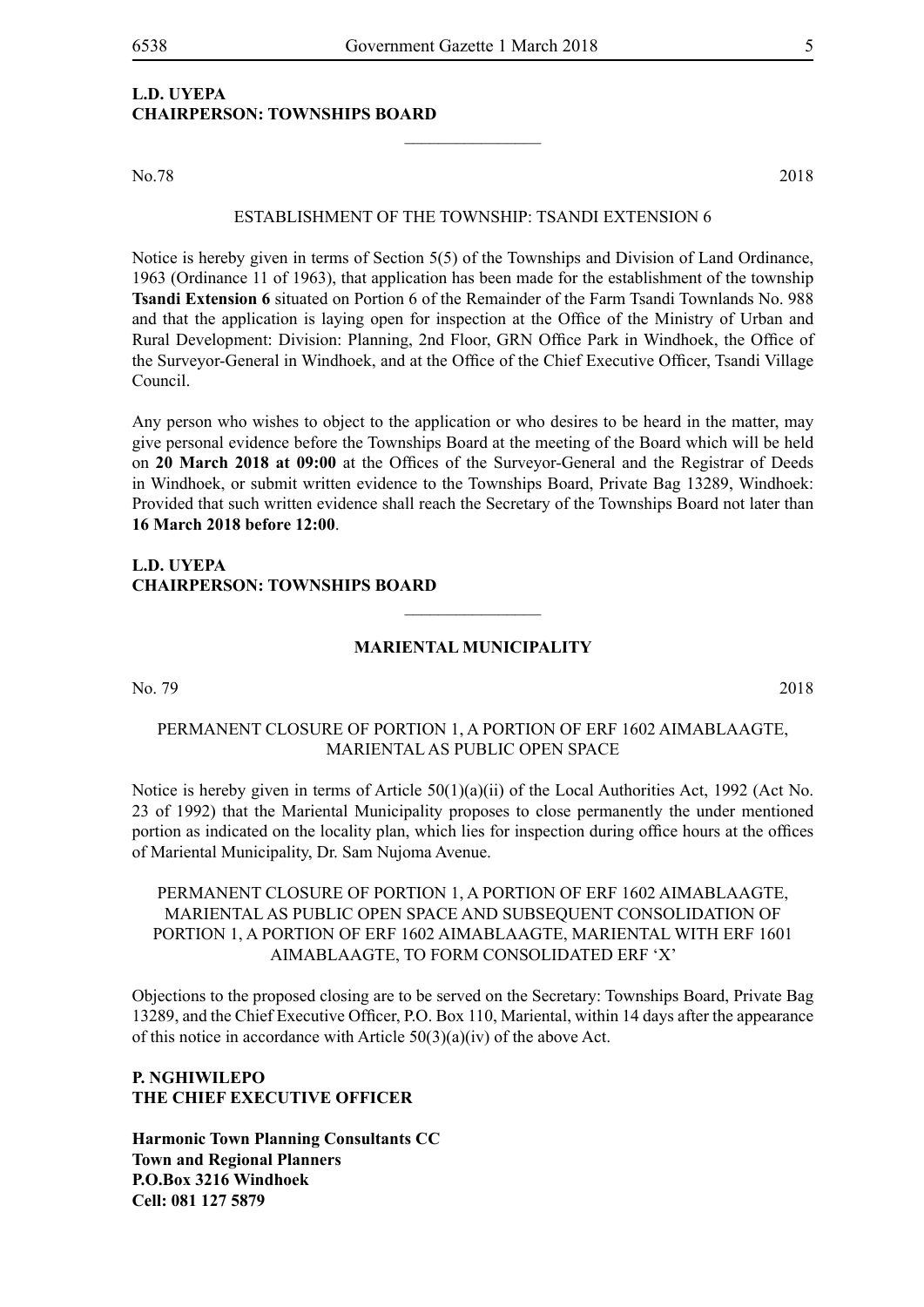**L.D. UYEPA**
**CHAIRPERSON: TOWNSHIPS BOARD**

________________

No.78 2018

ESTABLISHMENT OF THE TOWNSHIP: TSANDI EXTENSION 6

Notice is hereby given in terms of Section 5(5) of the Townships and Division of Land Ordinance, 1963 (Ordinance 11 of 1963), that application has been made for the establishment of the township **Tsandi Extension 6** situated on Portion 6 of the Remainder of the Farm Tsandi Townlands No. 988 and that the application is laying open for inspection at the Office of the Ministry of Urban and Rural Development: Division: Planning, 2nd Floor, GRN Office Park in Windhoek, the Office of the Surveyor-General in Windhoek, and at the Office of the Chief Executive Officer, Tsandi Village Council.

Any person who wishes to object to the application or who desires to be heard in the matter, may give personal evidence before the Townships Board at the meeting of the Board which will be held on **20 March 2018 at 09:00** at the Offices of the Surveyor-General and the Registrar of Deeds in Windhoek, or submit written evidence to the Townships Board, Private Bag 13289, Windhoek: Provided that such written evidence shall reach the Secretary of the Townships Board not later than **16 March 2018 before 12:00**.

**L.D. UYEPA**
**CHAIRPERSON: TOWNSHIPS BOARD**

________________

**MARIENTAL MUNICIPALITY**

No. 79 2018

PERMANENT CLOSURE OF PORTION 1, A PORTION OF ERF 1602 AIMABLAAGTE, MARIENTAL AS PUBLIC OPEN SPACE

Notice is hereby given in terms of Article 50(1)(a)(ii) of the Local Authorities Act, 1992 (Act No. 23 of 1992) that the Mariental Municipality proposes to close permanently the under mentioned portion as indicated on the locality plan, which lies for inspection during office hours at the offices of Mariental Municipality, Dr. Sam Nujoma Avenue.

PERMANENT CLOSURE OF PORTION 1, A PORTION OF ERF 1602 AIMABLAAGTE, MARIENTAL AS PUBLIC OPEN SPACE AND SUBSEQUENT CONSOLIDATION OF PORTION 1, A PORTION OF ERF 1602 AIMABLAAGTE, MARIENTAL WITH ERF 1601 AIMABLAAGTE, TO FORM CONSOLIDATED ERF 'X'

Objections to the proposed closing are to be served on the Secretary: Townships Board, Private Bag 13289, and the Chief Executive Officer, P.O. Box 110, Mariental, within 14 days after the appearance of this notice in accordance with Article 50(3)(a)(iv) of the above Act.

**P. NGHIWILEPO**
**THE CHIEF EXECUTIVE OFFICER**

**Harmonic Town Planning Consultants CC**
**Town and Regional Planners**
**P.O.Box 3216 Windhoek**
**Cell: 081 127 5879**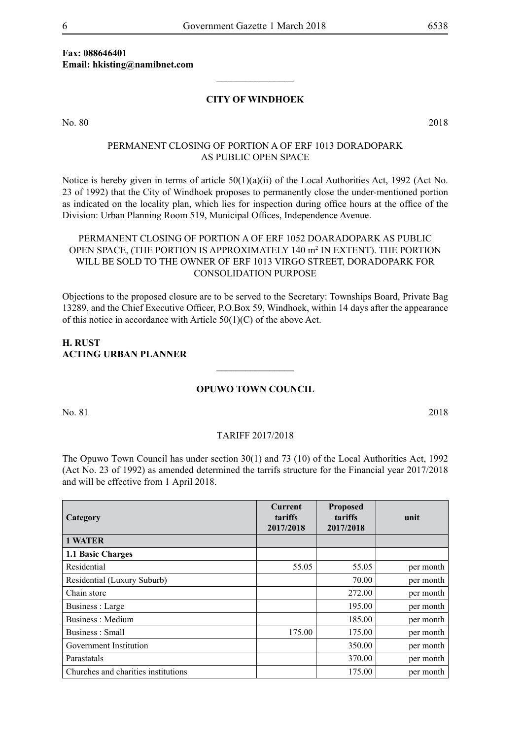**Fax: 088646401**
**Email: hkisting@namibnet.com**

---

**CITY OF WINDHOEK**

No. 80 2018

PERMANENT CLOSING OF PORTION A OF ERF 1013 DORADOPARK AS PUBLIC OPEN SPACE

Notice is hereby given in terms of article 50(1)(a)(ii) of the Local Authorities Act, 1992 (Act No. 23 of 1992) that the City of Windhoek proposes to permanently close the under-mentioned portion as indicated on the locality plan, which lies for inspection during office hours at the office of the Division: Urban Planning Room 519, Municipal Offices, Independence Avenue.

PERMANENT CLOSING OF PORTION A OF ERF 1052 DOARADOPARK AS PUBLIC OPEN SPACE, (THE PORTION IS APPROXIMATELY 140 m$^2$ IN EXTENT). THE PORTION WILL BE SOLD TO THE OWNER OF ERF 1013 VIRGO STREET, DORADOPARK FOR CONSOLIDATION PURPOSE

Objections to the proposed closure are to be served to the Secretary: Townships Board, Private Bag 13289, and the Chief Executive Officer, P.O.Box 59, Windhoek, within 14 days after the appearance of this notice in accordance with Article 50(1)(C) of the above Act.

**H. RUST**
**ACTING URBAN PLANNER**

---

**OPUWO TOWN COUNCIL**

No. 81 2018

TARIFF 2017/2018

The Opuwo Town Council has under section 30(1) and 73 (10) of the Local Authorities Act, 1992 (Act No. 23 of 1992) as amended determined the tarrifs structure for the Financial year 2017/2018 and will be effective from 1 April 2018.

| Category | Current tariffs 2017/2018 | Proposed tariffs 2017/2018 | unit |
|---|---|---|---|
| **1 WATER** | | | |
| **1.1 Basic Charges** | | | |
| Residential | 55.05 | 55.05 | per month |
| Residential (Luxury Suburb) | | 70.00 | per month |
| Chain store | | 272.00 | per month |
| Business : Large | | 195.00 | per month |
| Business : Medium | | 185.00 | per month |
| Business : Small | 175.00 | 175.00 | per month |
| Government Institution | | 350.00 | per month |
| Parastatals | | 370.00 | per month |
| Churches and charities institutions | | 175.00 | per month |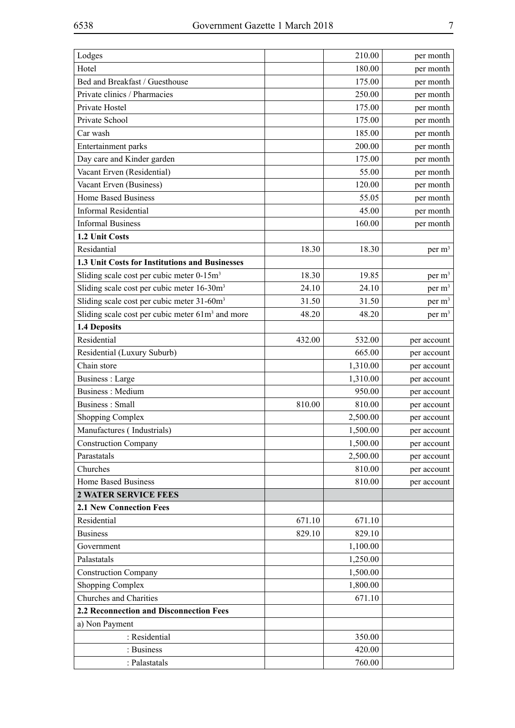| | | | |
|---|---|---|---|
| Lodges | | 210.00 | per month |
| Hotel | | 180.00 | per month |
| Bed and Breakfast / Guesthouse | | 175.00 | per month |
| Private clinics / Pharmacies | | 250.00 | per month |
| Private Hostel | | 175.00 | per month |
| Private School | | 175.00 | per month |
| Car wash | | 185.00 | per month |
| Entertainment parks | | 200.00 | per month |
| Day care and Kinder garden | | 175.00 | per month |
| Vacant Erven (Residential) | | 55.00 | per month |
| Vacant Erven (Business) | | 120.00 | per month |
| Home Based Business | | 55.05 | per month |
| Informal Residential | | 45.00 | per month |
| Informal Business | | 160.00 | per month |
| **1.2 Unit Costs** | | | |
| Residantial | 18.30 | 18.30 | per $m^3$ |
| **1.3 Unit Costs for Institutions and Businesses** | | | |
| Sliding scale cost per cubic meter 0-15$m^3$ | 18.30 | 19.85 | per $m^3$ |
| Sliding scale cost per cubic meter 16-30$m^3$ | 24.10 | 24.10 | per $m^3$ |
| Sliding scale cost per cubic meter 31-60$m^3$ | 31.50 | 31.50 | per $m^3$ |
| Sliding scale cost per cubic meter 61$m^3$ and more | 48.20 | 48.20 | per $m^3$ |
| **1.4 Deposits** | | | |
| Residential | 432.00 | 532.00 | per account |
| Residential (Luxury Suburb) | | 665.00 | per account |
| Chain store | | 1,310.00 | per account |
| Business : Large | | 1,310.00 | per account |
| Business : Medium | | 950.00 | per account |
| Business : Small | 810.00 | 810.00 | per account |
| Shopping Complex | | 2,500.00 | per account |
| Manufactures ( Industrials) | | 1,500.00 | per account |
| Construction Company | | 1,500.00 | per account |
| Parastatals | | 2,500.00 | per account |
| Churches | | 810.00 | per account |
| Home Based Business | | 810.00 | per account |
| **2 WATER SERVICE FEES** | | | |
| **2.1 New Connection Fees** | | | |
| Residential | 671.10 | 671.10 | |
| Business | 829.10 | 829.10 | |
| Government | | 1,100.00 | |
| Palastatals | | 1,250.00 | |
| Construction Company | | 1,500.00 | |
| Shopping Complex | | 1,800.00 | |
| Churches and Charities | | 671.10 | |
| **2.2 Reconnection and Disconnection Fees** | | | |
| a) Non Payment | | | |
| : Residential | | 350.00 | |
| : Business | | 420.00 | |
| : Palastatals | | 760.00 | |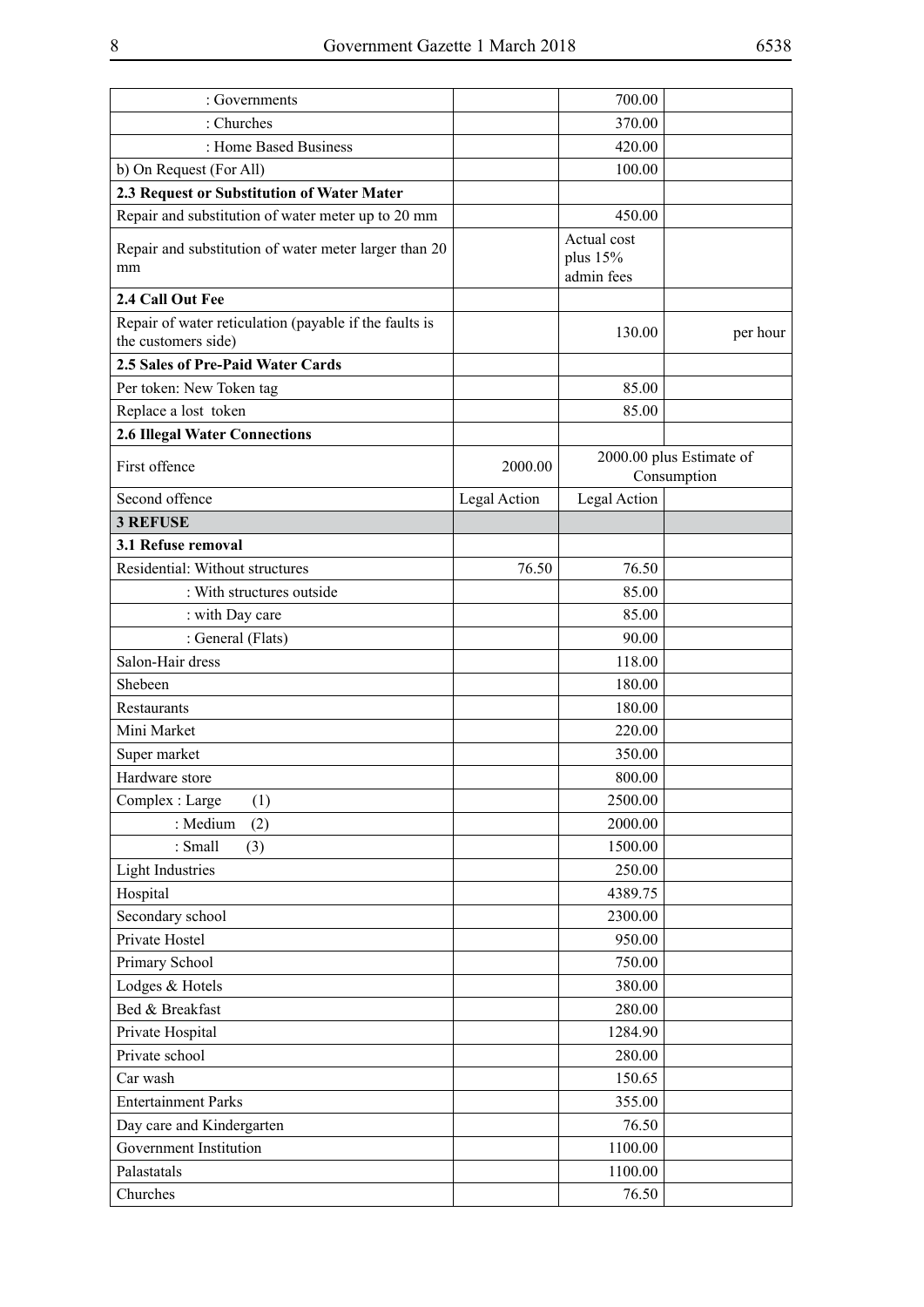| | | | |
|---|---|---|---|
| : Governments | | 700.00 | |
| : Churches | | 370.00 | |
| : Home Based Business | | 420.00 | |
| b) On Request (For All) | | 100.00 | |
| **2.3 Request or Substitution of Water Mater** | | | |
| Repair and substitution of water meter up to 20 mm | | 450.00 | |
| Repair and substitution of water meter larger than 20 mm | | Actual cost plus 15% admin fees | |
| **2.4 Call Out Fee** | | | |
| Repair of water reticulation (payable if the faults is the customers side) | | 130.00 | per hour |
| **2.5 Sales of Pre-Paid Water Cards** | | | |
| Per token: New Token tag | | 85.00 | |
| Replace a lost token | | 85.00 | |
| **2.6 Illegal Water Connections** | | | |
| First offence | 2000.00 | 2000.00 plus Estimate of Consumption | |
| Second offence | Legal Action | Legal Action | |
| **3 REFUSE** | | | |
| **3.1 Refuse removal** | | | |
| Residential: Without structures | 76.50 | 76.50 | |
| : With structures outside | | 85.00 | |
| : with Day care | | 85.00 | |
| : General (Flats) | | 90.00 | |
| Salon-Hair dress | | 118.00 | |
| Shebeen | | 180.00 | |
| Restaurants | | 180.00 | |
| Mini Market | | 220.00 | |
| Super market | | 350.00 | |
| Hardware store | | 800.00 | |
| Complex : Large (1) | | 2500.00 | |
| : Medium (2) | | 2000.00 | |
| : Small (3) | | 1500.00 | |
| Light Industries | | 250.00 | |
| Hospital | | 4389.75 | |
| Secondary school | | 2300.00 | |
| Private Hostel | | 950.00 | |
| Primary School | | 750.00 | |
| Lodges & Hotels | | 380.00 | |
| Bed & Breakfast | | 280.00 | |
| Private Hospital | | 1284.90 | |
| Private school | | 280.00 | |
| Car wash | | 150.65 | |
| Entertainment Parks | | 355.00 | |
| Day care and Kindergarten | | 76.50 | |
| Government Institution | | 1100.00 | |
| Palastatals | | 1100.00 | |
| Churches | | 76.50 | |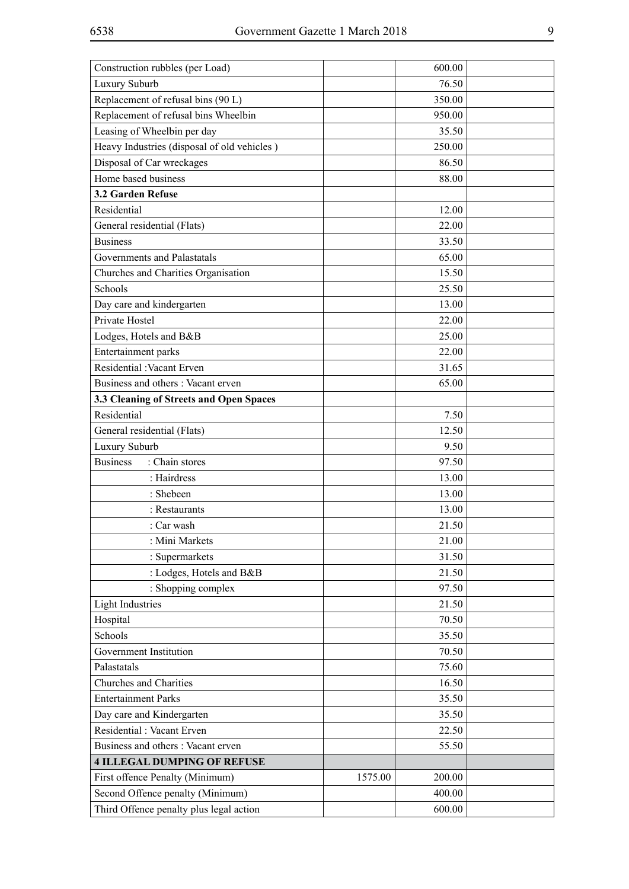| | | | |
|---|---|---|---|
| Construction rubbles (per Load) | | 600.00 | |
| Luxury Suburb | | 76.50 | |
| Replacement of refusal bins (90 L) | | 350.00 | |
| Replacement of refusal bins Wheelbin | | 950.00 | |
| Leasing of Wheelbin per day | | 35.50 | |
| Heavy Industries (disposal of old vehicles ) | | 250.00 | |
| Disposal of Car wreckages | | 86.50 | |
| Home based business | | 88.00 | |
| **3.2 Garden Refuse** | | | |
| Residential | | 12.00 | |
| General residential (Flats) | | 22.00 | |
| Business | | 33.50 | |
| Governments and Palastatals | | 65.00 | |
| Churches and Charities Organisation | | 15.50 | |
| Schools | | 25.50 | |
| Day care and kindergarten | | 13.00 | |
| Private Hostel | | 22.00 | |
| Lodges, Hotels and B&B | | 25.00 | |
| Entertainment parks | | 22.00 | |
| Residential :Vacant Erven | | 31.65 | |
| Business and others : Vacant erven | | 65.00 | |
| **3.3 Cleaning of Streets and Open Spaces** | | | |
| Residential | | 7.50 | |
| General residential (Flats) | | 12.50 | |
| Luxury Suburb | | 9.50 | |
| Business : Chain stores | | 97.50 | |
| : Hairdress | | 13.00 | |
| : Shebeen | | 13.00 | |
| : Restaurants | | 13.00 | |
| : Car wash | | 21.50 | |
| : Mini Markets | | 21.00 | |
| : Supermarkets | | 31.50 | |
| : Lodges, Hotels and B&B | | 21.50 | |
| : Shopping complex | | 97.50 | |
| Light Industries | | 21.50 | |
| Hospital | | 70.50 | |
| Schools | | 35.50 | |
| Government Institution | | 70.50 | |
| Palastatals | | 75.60 | |
| Churches and Charities | | 16.50 | |
| Entertainment Parks | | 35.50 | |
| Day care and Kindergarten | | 35.50 | |
| Residential : Vacant Erven | | 22.50 | |
| Business and others : Vacant erven | | 55.50 | |
| **4 ILLEGAL DUMPING OF REFUSE** | | | |
| First offence Penalty (Minimum) | 1575.00 | 200.00 | |
| Second Offence penalty (Minimum) | | 400.00 | |
| Third Offence penalty plus legal action | | 600.00 | |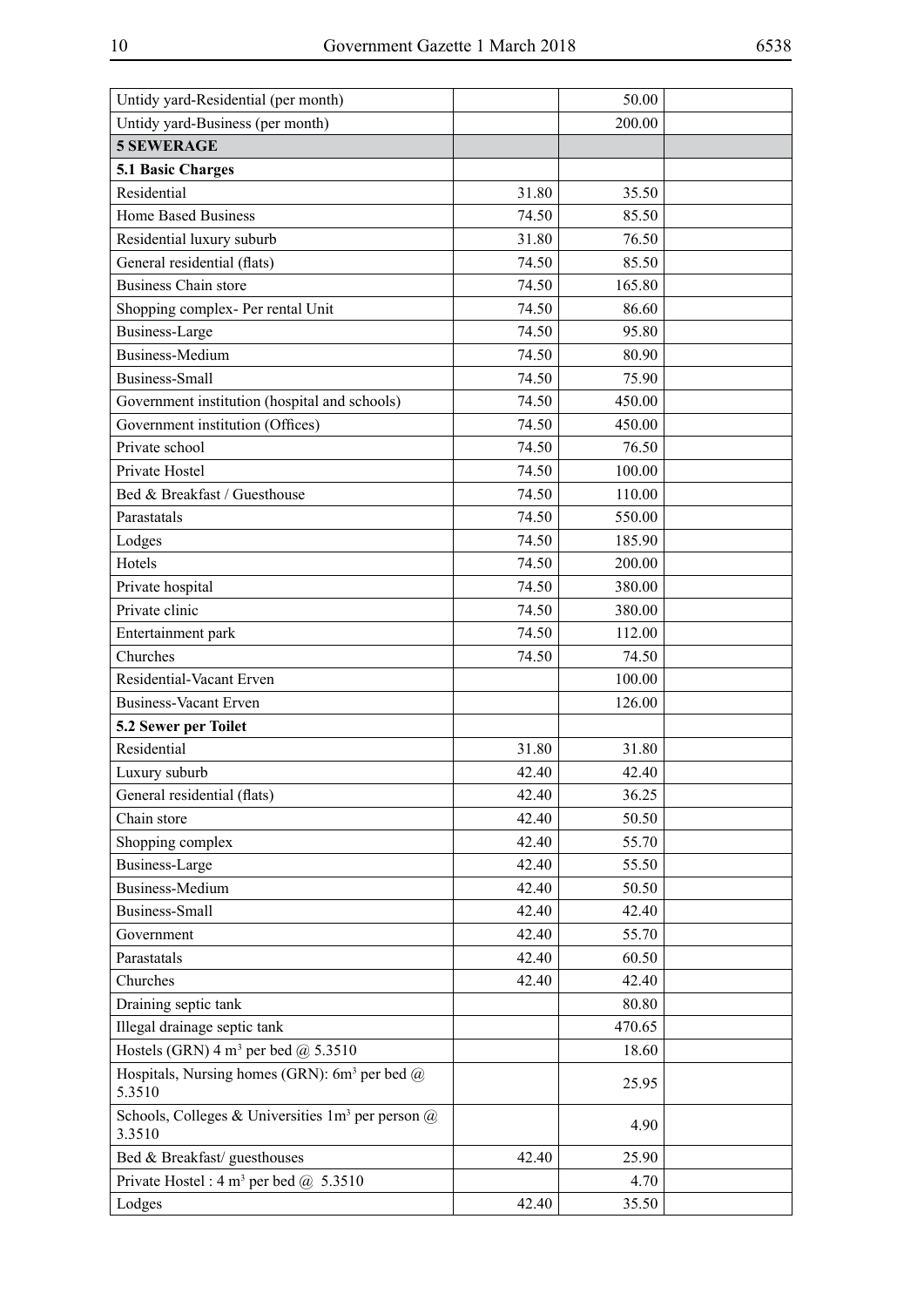| | | | |
|---|---|---|---|
| Untidy yard-Residential (per month) | | 50.00 | |
| Untidy yard-Business (per month) | | 200.00 | |
| **5 SEWERAGE** | | | |
| **5.1 Basic Charges** | | | |
| Residential | 31.80 | 35.50 | |
| Home Based Business | 74.50 | 85.50 | |
| Residential luxury suburb | 31.80 | 76.50 | |
| General residential (flats) | 74.50 | 85.50 | |
| Business Chain store | 74.50 | 165.80 | |
| Shopping complex- Per rental Unit | 74.50 | 86.60 | |
| Business-Large | 74.50 | 95.80 | |
| Business-Medium | 74.50 | 80.90 | |
| Business-Small | 74.50 | 75.90 | |
| Government institution (hospital and schools) | 74.50 | 450.00 | |
| Government institution (Offices) | 74.50 | 450.00 | |
| Private school | 74.50 | 76.50 | |
| Private Hostel | 74.50 | 100.00 | |
| Bed & Breakfast / Guesthouse | 74.50 | 110.00 | |
| Parastatals | 74.50 | 550.00 | |
| Lodges | 74.50 | 185.90 | |
| Hotels | 74.50 | 200.00 | |
| Private hospital | 74.50 | 380.00 | |
| Private clinic | 74.50 | 380.00 | |
| Entertainment park | 74.50 | 112.00 | |
| Churches | 74.50 | 74.50 | |
| Residential-Vacant Erven | | 100.00 | |
| Business-Vacant Erven | | 126.00 | |
| **5.2 Sewer per Toilet** | | | |
| Residential | 31.80 | 31.80 | |
| Luxury suburb | 42.40 | 42.40 | |
| General residential (flats) | 42.40 | 36.25 | |
| Chain store | 42.40 | 50.50 | |
| Shopping complex | 42.40 | 55.70 | |
| Business-Large | 42.40 | 55.50 | |
| Business-Medium | 42.40 | 50.50 | |
| Business-Small | 42.40 | 42.40 | |
| Government | 42.40 | 55.70 | |
| Parastatals | 42.40 | 60.50 | |
| Churches | 42.40 | 42.40 | |
| Draining septic tank | | 80.80 | |
| Illegal drainage septic tank | | 470.65 | |
| Hostels (GRN) 4 $m^3$ per bed @ 5.3510 | | 18.60 | |
| Hospitals, Nursing homes (GRN): 6$m^3$ per bed @ 5.3510 | | 25.95 | |
| Schools, Colleges & Universities 1$m^3$ per person @ 3.3510 | | 4.90 | |
| Bed & Breakfast/ guesthouses | 42.40 | 25.90 | |
| Private Hostel : 4 $m^3$ per bed @ 5.3510 | | 4.70 | |
| Lodges | 42.40 | 35.50 | |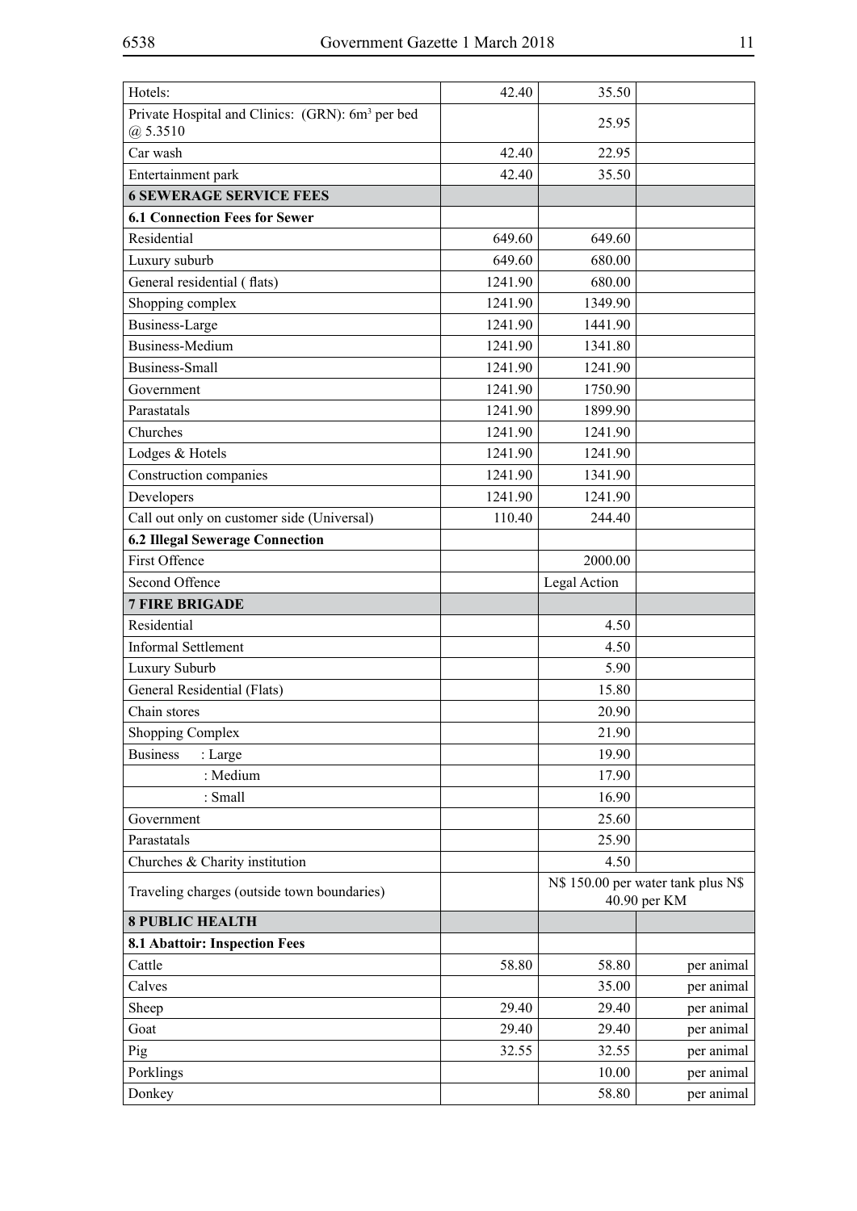| Hotels: | 42.40 | 35.50 | |
|---|---|---|---|
| Private Hospital and Clinics: (GRN): 6m$^3$ per bed @ 5.3510 | | 25.95 | |
| Car wash | 42.40 | 22.95 | |
| Entertainment park | 42.40 | 35.50 | |
| **6 SEWERAGE SERVICE FEES** | | | |
| **6.1 Connection Fees for Sewer** | | | |
| Residential | 649.60 | 649.60 | |
| Luxury suburb | 649.60 | 680.00 | |
| General residential ( flats) | 1241.90 | 680.00 | |
| Shopping complex | 1241.90 | 1349.90 | |
| Business-Large | 1241.90 | 1441.90 | |
| Business-Medium | 1241.90 | 1341.80 | |
| Business-Small | 1241.90 | 1241.90 | |
| Government | 1241.90 | 1750.90 | |
| Parastatals | 1241.90 | 1899.90 | |
| Churches | 1241.90 | 1241.90 | |
| Lodges & Hotels | 1241.90 | 1241.90 | |
| Construction companies | 1241.90 | 1341.90 | |
| Developers | 1241.90 | 1241.90 | |
| Call out only on customer side (Universal) | 110.40 | 244.40 | |
| **6.2 Illegal Sewerage Connection** | | | |
| First Offence | | 2000.00 | |
| Second Offence | | Legal Action | |
| **7 FIRE BRIGADE** | | | |
| Residential | | 4.50 | |
| Informal Settlement | | 4.50 | |
| Luxury Suburb | | 5.90 | |
| General Residential (Flats) | | 15.80 | |
| Chain stores | | 20.90 | |
| Shopping Complex | | 21.90 | |
| Business : Large | | 19.90 | |
| : Medium | | 17.90 | |
| : Small | | 16.90 | |
| Government | | 25.60 | |
| Parastatals | | 25.90 | |
| Churches & Charity institution | | 4.50 | |
| Traveling charges (outside town boundaries) | | N$ 150.00 per water tank plus N$ 40.90 per KM | |
| **8 PUBLIC HEALTH** | | | |
| **8.1 Abattoir: Inspection Fees** | | | |
| Cattle | 58.80 | 58.80 | per animal |
| Calves | | 35.00 | per animal |
| Sheep | 29.40 | 29.40 | per animal |
| Goat | 29.40 | 29.40 | per animal |
| Pig | 32.55 | 32.55 | per animal |
| Porklings | | 10.00 | per animal |
| Donkey | | 58.80 | per animal |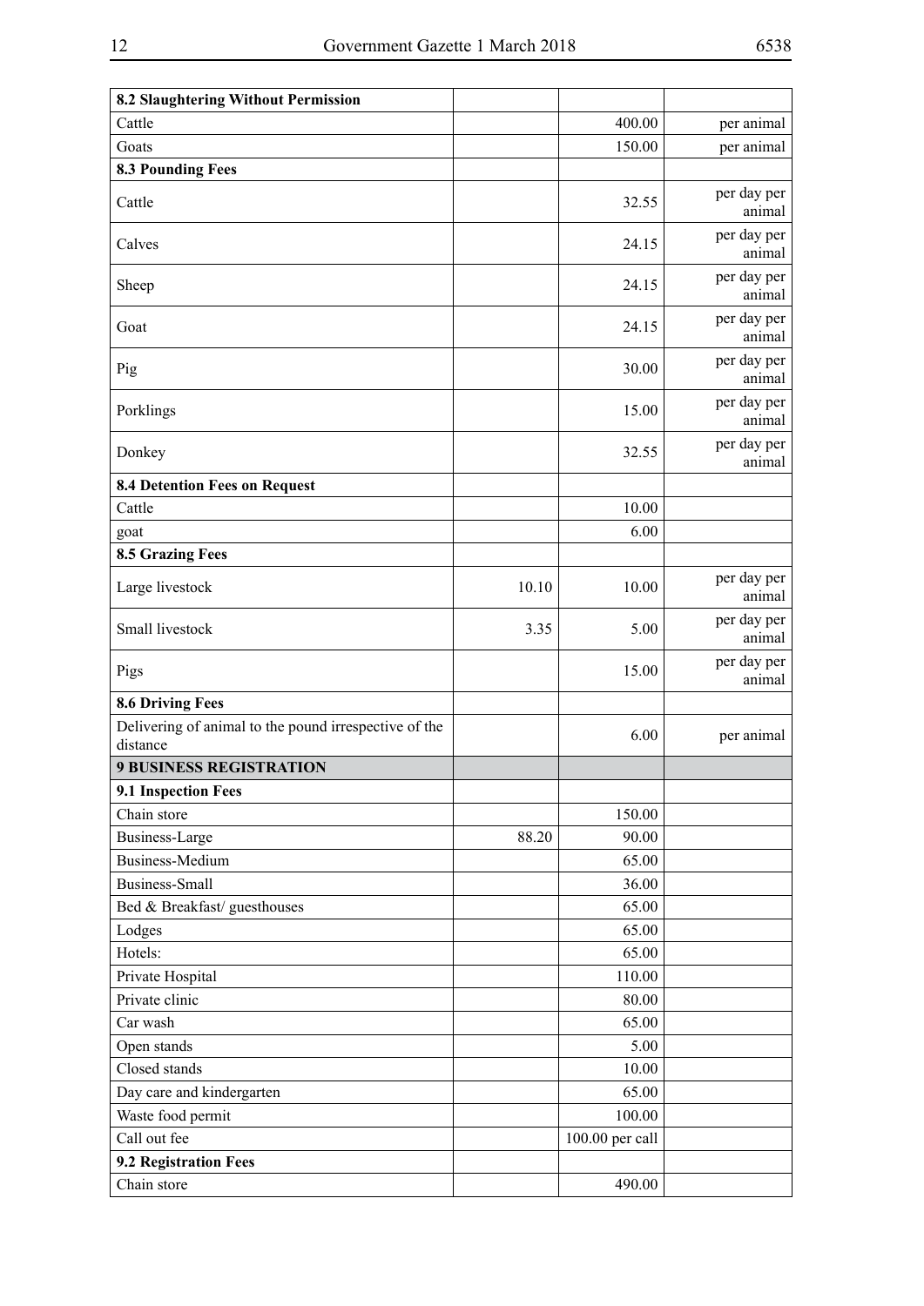| | | | |
|---|---|---|---|
| **8.2 Slaughtering Without Permission** | | | |
| Cattle | | 400.00 | per animal |
| Goats | | 150.00 | per animal |
| **8.3 Pounding Fees** | | | |
| Cattle | | 32.55 | per day per animal |
| Calves | | 24.15 | per day per animal |
| Sheep | | 24.15 | per day per animal |
| Goat | | 24.15 | per day per animal |
| Pig | | 30.00 | per day per animal |
| Porklings | | 15.00 | per day per animal |
| Donkey | | 32.55 | per day per animal |
| **8.4 Detention Fees on Request** | | | |
| Cattle | | 10.00 | |
| goat | | 6.00 | |
| **8.5 Grazing Fees** | | | |
| Large livestock | 10.10 | 10.00 | per day per animal |
| Small livestock | 3.35 | 5.00 | per day per animal |
| Pigs | | 15.00 | per day per animal |
| **8.6 Driving Fees** | | | |
| Delivering of animal to the pound irrespective of the distance | | 6.00 | per animal |
| **9 BUSINESS REGISTRATION** | | | |
| **9.1 Inspection Fees** | | | |
| Chain store | | 150.00 | |
| Business-Large | 88.20 | 90.00 | |
| Business-Medium | | 65.00 | |
| Business-Small | | 36.00 | |
| Bed & Breakfast/ guesthouses | | 65.00 | |
| Lodges | | 65.00 | |
| Hotels: | | 65.00 | |
| Private Hospital | | 110.00 | |
| Private clinic | | 80.00 | |
| Car wash | | 65.00 | |
| Open stands | | 5.00 | |
| Closed stands | | 10.00 | |
| Day care and kindergarten | | 65.00 | |
| Waste food permit | | 100.00 | |
| Call out fee | | 100.00 per call | |
| **9.2 Registration Fees** | | | |
| Chain store | | 490.00 | |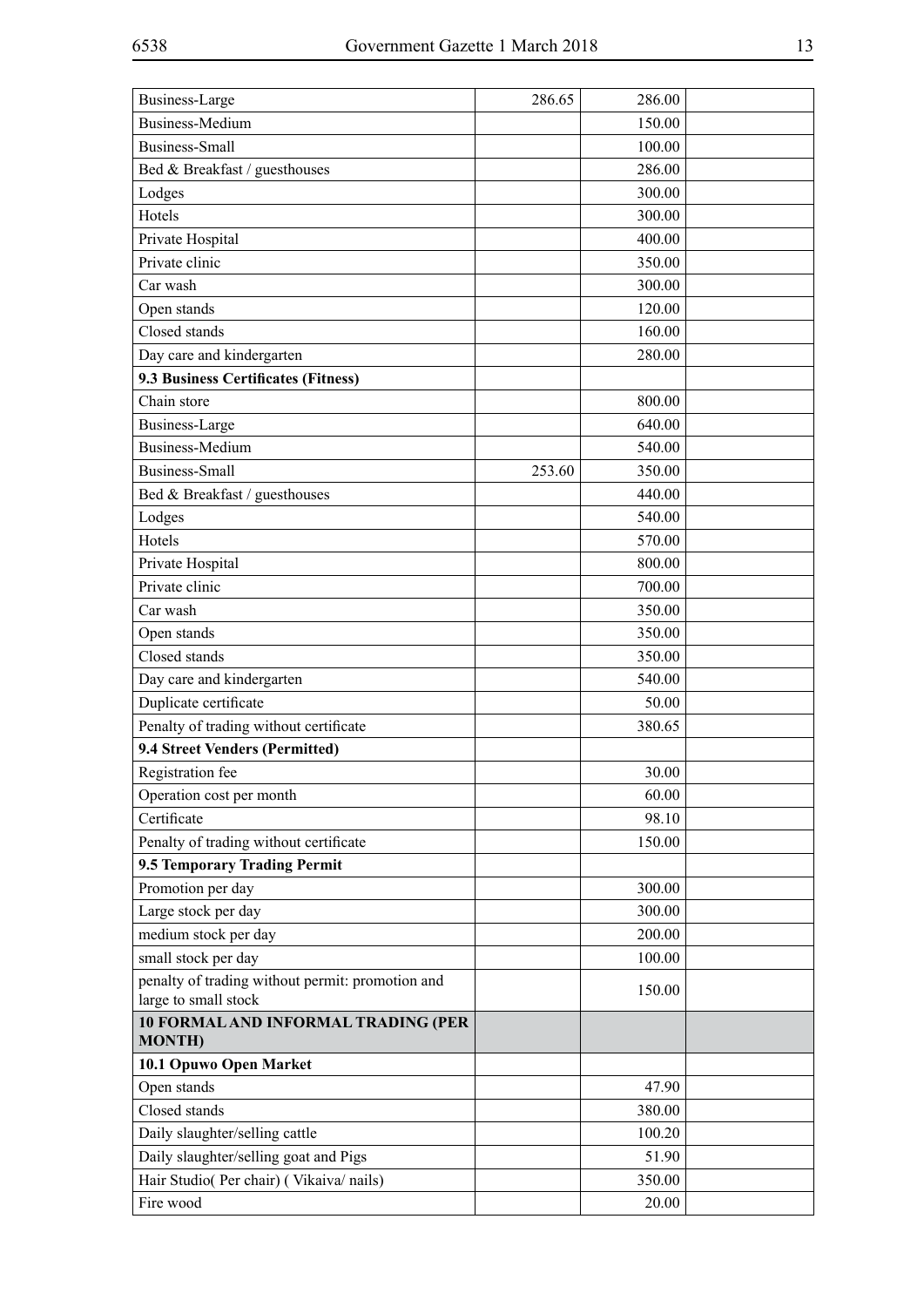| | | | |
|---|---|---|---|
| Business-Large | 286.65 | 286.00 | |
| Business-Medium | | 150.00 | |
| Business-Small | | 100.00 | |
| Bed & Breakfast / guesthouses | | 286.00 | |
| Lodges | | 300.00 | |
| Hotels | | 300.00 | |
| Private Hospital | | 400.00 | |
| Private clinic | | 350.00 | |
| Car wash | | 300.00 | |
| Open stands | | 120.00 | |
| Closed stands | | 160.00 | |
| Day care and kindergarten | | 280.00 | |
| **9.3 Business Certificates (Fitness)** | | | |
| Chain store | | 800.00 | |
| Business-Large | | 640.00 | |
| Business-Medium | | 540.00 | |
| Business-Small | 253.60 | 350.00 | |
| Bed & Breakfast / guesthouses | | 440.00 | |
| Lodges | | 540.00 | |
| Hotels | | 570.00 | |
| Private Hospital | | 800.00 | |
| Private clinic | | 700.00 | |
| Car wash | | 350.00 | |
| Open stands | | 350.00 | |
| Closed stands | | 350.00 | |
| Day care and kindergarten | | 540.00 | |
| Duplicate certificate | | 50.00 | |
| Penalty of trading without certificate | | 380.65 | |
| **9.4 Street Venders (Permitted)** | | | |
| Registration fee | | 30.00 | |
| Operation cost per month | | 60.00 | |
| Certificate | | 98.10 | |
| Penalty of trading without certificate | | 150.00 | |
| **9.5 Temporary Trading Permit** | | | |
| Promotion per day | | 300.00 | |
| Large stock per day | | 300.00 | |
| medium stock per day | | 200.00 | |
| small stock per day | | 100.00 | |
| penalty of trading without permit: promotion and large to small stock | | 150.00 | |
| **10 FORMAL AND INFORMAL TRADING (PER MONTH)** | | | |
| **10.1 Opuwo Open Market** | | | |
| Open stands | | 47.90 | |
| Closed stands | | 380.00 | |
| Daily slaughter/selling cattle | | 100.20 | |
| Daily slaughter/selling goat and Pigs | | 51.90 | |
| Hair Studio( Per chair) ( Vikaiva/ nails) | | 350.00 | |
| Fire wood | | 20.00 | |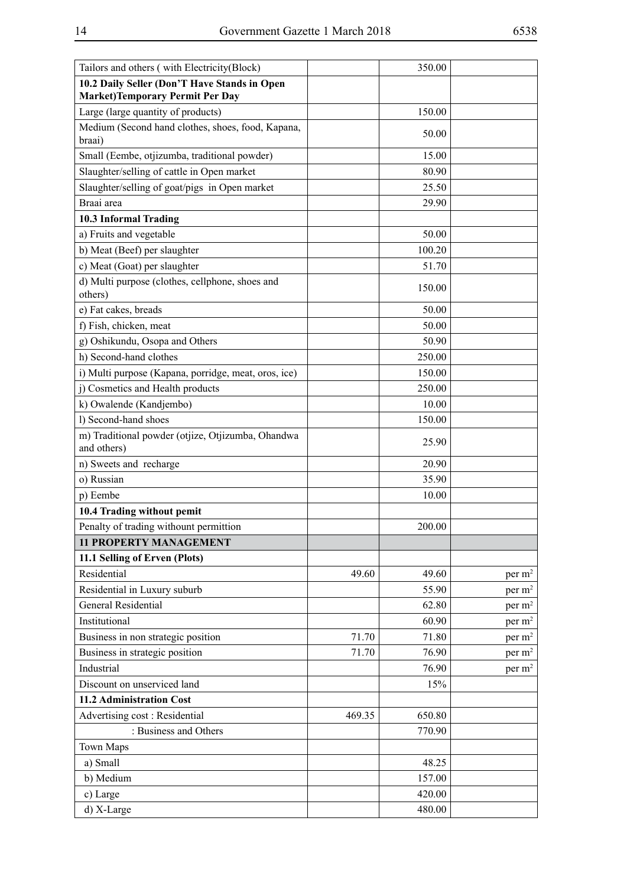| | | | |
|---|---|---|---|
| Tailors and others ( with Electricity(Block) | | 350.00 | |
| **10.2 Daily Seller (Don'T Have Stands in Open Market)Temporary Permit Per Day** | | | |
| Large (large quantity of products) | | 150.00 | |
| Medium (Second hand clothes, shoes, food, Kapana, braai) | | 50.00 | |
| Small (Eembe, otjizumba, traditional powder) | | 15.00 | |
| Slaughter/selling of cattle in Open market | | 80.90 | |
| Slaughter/selling of goat/pigs in Open market | | 25.50 | |
| Braai area | | 29.90 | |
| **10.3 Informal Trading** | | | |
| a) Fruits and vegetable | | 50.00 | |
| b) Meat (Beef) per slaughter | | 100.20 | |
| c) Meat (Goat) per slaughter | | 51.70 | |
| d) Multi purpose (clothes, cellphone, shoes and others) | | 150.00 | |
| e) Fat cakes, breads | | 50.00 | |
| f) Fish, chicken, meat | | 50.00 | |
| g) Oshikundu, Osopa and Others | | 50.90 | |
| h) Second-hand clothes | | 250.00 | |
| i) Multi purpose (Kapana, porridge, meat, oros, ice) | | 150.00 | |
| j) Cosmetics and Health products | | 250.00 | |
| k) Owalende (Kandjembo) | | 10.00 | |
| l) Second-hand shoes | | 150.00 | |
| m) Traditional powder (otjize, Otjizumba, Ohandwa and others) | | 25.90 | |
| n) Sweets and recharge | | 20.90 | |
| o) Russian | | 35.90 | |
| p) Eembe | | 10.00 | |
| **10.4 Trading without pemit** | | | |
| Penalty of trading withount permittion | | 200.00 | |
| **11 PROPERTY MANAGEMENT** | | | |
| **11.1 Selling of Erven (Plots)** | | | |
| Residential | 49.60 | 49.60 | per $m^2$ |
| Residential in Luxury suburb | | 55.90 | per $m^2$ |
| General Residential | | 62.80 | per $m^2$ |
| Institutional | | 60.90 | per $m^2$ |
| Business in non strategic position | 71.70 | 71.80 | per $m^2$ |
| Business in strategic position | 71.70 | 76.90 | per $m^2$ |
| Industrial | | 76.90 | per $m^2$ |
| Discount on unserviced land | | 15% | |
| **11.2 Administration Cost** | | | |
| Advertising cost : Residential | 469.35 | 650.80 | |
| : Business and Others | | 770.90 | |
| Town Maps | | | |
| a) Small | | 48.25 | |
| b) Medium | | 157.00 | |
| c) Large | | 420.00 | |
| d) X-Large | | 480.00 | |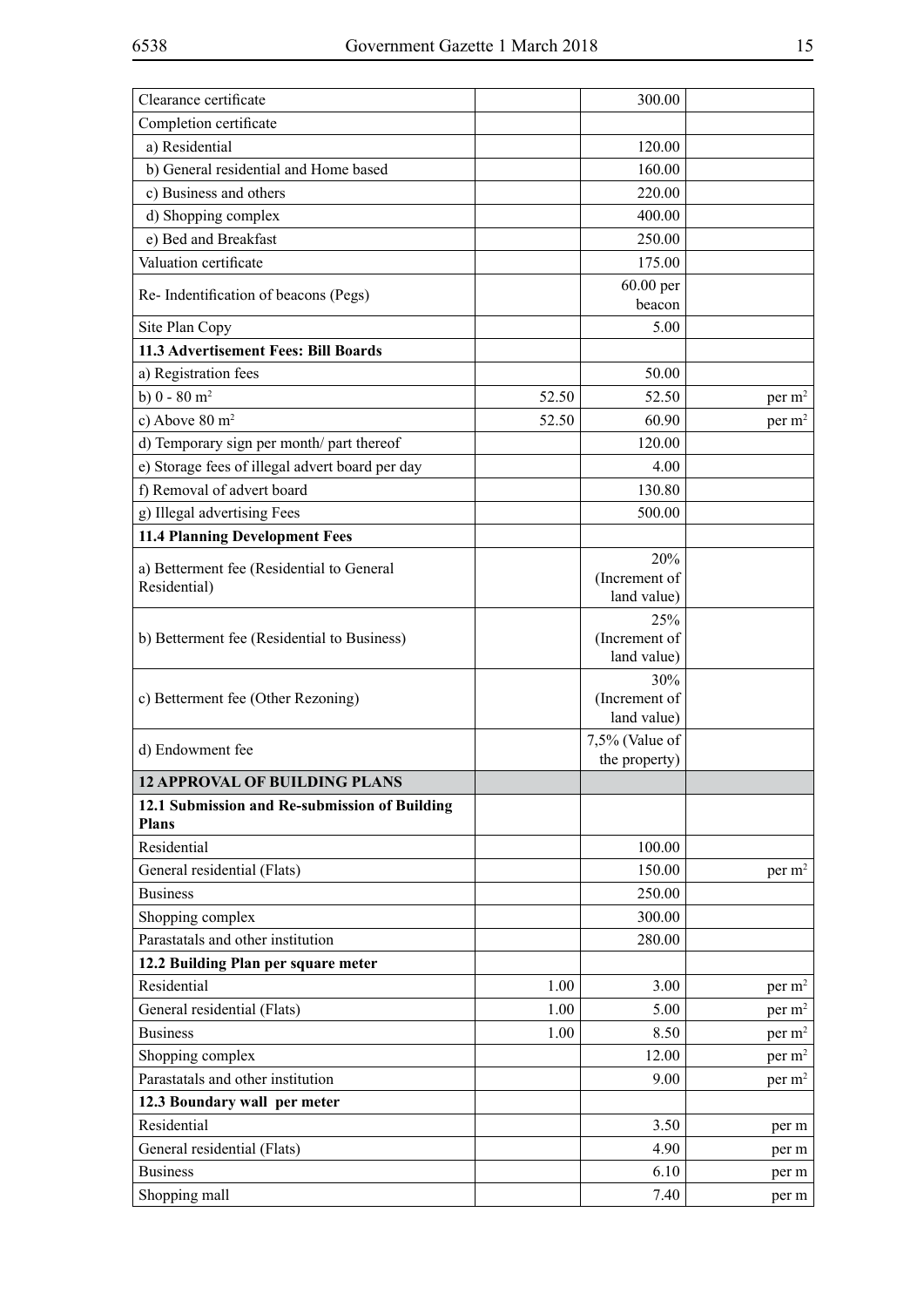| | | | |
|---|---|---|---|
| Clearance certificate | | 300.00 | |
| Completion certificate | | | |
| a) Residential | | 120.00 | |
| b) General residential and Home based | | 160.00 | |
| c) Business and others | | 220.00 | |
| d) Shopping complex | | 400.00 | |
| e) Bed and Breakfast | | 250.00 | |
| Valuation certificate | | 175.00 | |
| Re- Indentification of beacons (Pegs) | | 60.00 per beacon | |
| Site Plan Copy | | 5.00 | |
| **11.3 Advertisement Fees: Bill Boards** | | | |
| a) Registration fees | | 50.00 | |
| b) 0 - 80 $m^2$ | 52.50 | 52.50 | per $m^2$ |
| c) Above 80 $m^2$ | 52.50 | 60.90 | per $m^2$ |
| d) Temporary sign per month/ part thereof | | 120.00 | |
| e) Storage fees of illegal advert board per day | | 4.00 | |
| f) Removal of advert board | | 130.80 | |
| g) Illegal advertising Fees | | 500.00 | |
| **11.4 Planning Development Fees** | | | |
| a) Betterment fee (Residential to General Residential) | | 20% (Increment of land value) | |
| b) Betterment fee (Residential to Business) | | 25% (Increment of land value) | |
| c) Betterment fee (Other Rezoning) | | 30% (Increment of land value) | |
| d) Endowment fee | | 7,5% (Value of the property) | |
| **12 APPROVAL OF BUILDING PLANS** | | | |
| **12.1 Submission and Re-submission of Building Plans** | | | |
| Residential | | 100.00 | |
| General residential (Flats) | | 150.00 | per $m^2$ |
| Business | | 250.00 | |
| Shopping complex | | 300.00 | |
| Parastatals and other institution | | 280.00 | |
| **12.2 Building Plan per square meter** | | | |
| Residential | 1.00 | 3.00 | per $m^2$ |
| General residential (Flats) | 1.00 | 5.00 | per $m^2$ |
| Business | 1.00 | 8.50 | per $m^2$ |
| Shopping complex | | 12.00 | per $m^2$ |
| Parastatals and other institution | | 9.00 | per $m^2$ |
| **12.3 Boundary wall per meter** | | | |
| Residential | | 3.50 | per m |
| General residential (Flats) | | 4.90 | per m |
| Business | | 6.10 | per m |
| Shopping mall | | 7.40 | per m |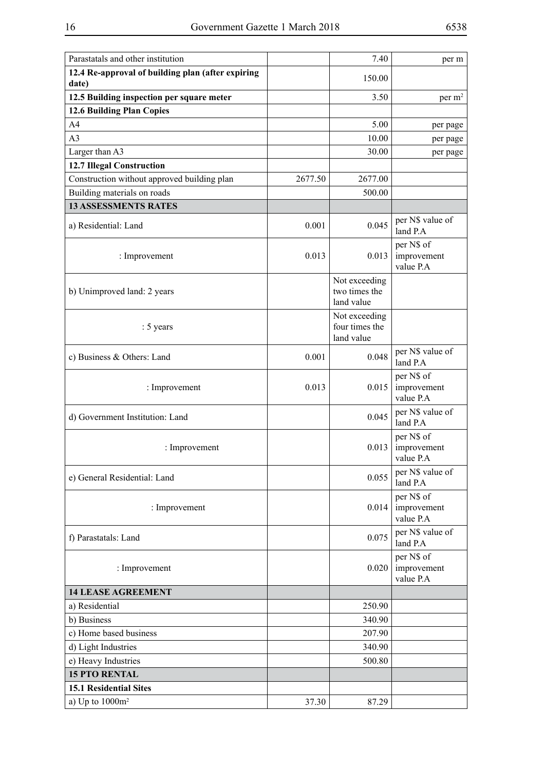| | | | |
|---|---|---|---|
| Parastatals and other institution | | 7.40 | per m |
| **12.4 Re-approval of building plan (after expiring date)** | | 150.00 | |
| **12.5 Building inspection per square meter** | | 3.50 | per $m^2$ |
| **12.6 Building Plan Copies** | | | |
| A4 | | 5.00 | per page |
| A3 | | 10.00 | per page |
| Larger than A3 | | 30.00 | per page |
| **12.7 Illegal Construction** | | | |
| Construction without approved building plan | 2677.50 | 2677.00 | |
| Building materials on roads | | 500.00 | |
| **13 ASSESSMENTS RATES** | | | |
| a) Residential: Land | 0.001 | 0.045 | per N$ value of land P.A |
| : Improvement | 0.013 | 0.013 | per N$ of improvement value P.A |
| b) Unimproved land: 2 years | | Not exceeding two times the land value | |
| : 5 years | | Not exceeding four times the land value | |
| c) Business & Others: Land | 0.001 | 0.048 | per N$ value of land P.A |
| : Improvement | 0.013 | 0.015 | per N$ of improvement value P.A |
| d) Government Institution: Land | | 0.045 | per N$ value of land P.A |
| : Improvement | | 0.013 | per N$ of improvement value P.A |
| e) General Residential: Land | | 0.055 | per N$ value of land P.A |
| : Improvement | | 0.014 | per N$ of improvement value P.A |
| f) Parastatals: Land | | 0.075 | per N$ value of land P.A |
| : Improvement | | 0.020 | per N$ of improvement value P.A |
| **14 LEASE AGREEMENT** | | | |
| a) Residential | | 250.90 | |
| b) Business | | 340.90 | |
| c) Home based business | | 207.90 | |
| d) Light Industries | | 340.90 | |
| e) Heavy Industries | | 500.80 | |
| **15 PTO RENTAL** | | | |
| **15.1 Residential Sites** | | | |
| a) Up to $1000m^2$ | 37.30 | 87.29 | |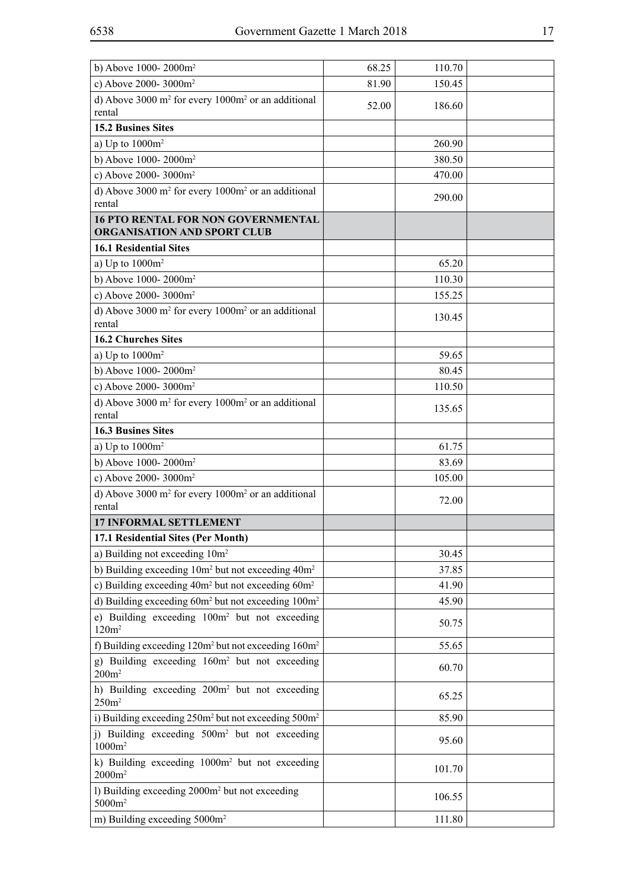| | | | |
|---|---|---|---|
| b) Above 1000- 2000m$^2$ | 68.25 | 110.70 | |
| c) Above 2000- 3000m$^2$ | 81.90 | 150.45 | |
| d) Above 3000 m$^2$ for every 1000m$^2$ or an additional rental | 52.00 | 186.60 | |
| **15.2 Busines Sites** | | | |
| a) Up to 1000m$^2$ | | 260.90 | |
| b) Above 1000- 2000m$^2$ | | 380.50 | |
| c) Above 2000- 3000m$^2$ | | 470.00 | |
| d) Above 3000 m$^2$ for every 1000m$^2$ or an additional rental | | 290.00 | |
| **16 PTO RENTAL FOR NON GOVERNMENTAL ORGANISATION AND SPORT CLUB** | | | |
| **16.1 Residential Sites** | | | |
| a) Up to 1000m$^2$ | | 65.20 | |
| b) Above 1000- 2000m$^2$ | | 110.30 | |
| c) Above 2000- 3000m$^2$ | | 155.25 | |
| d) Above 3000 m$^2$ for every 1000m$^2$ or an additional rental | | 130.45 | |
| **16.2 Churches Sites** | | | |
| a) Up to 1000m$^2$ | | 59.65 | |
| b) Above 1000- 2000m$^2$ | | 80.45 | |
| c) Above 2000- 3000m$^2$ | | 110.50 | |
| d) Above 3000 m$^2$ for every 1000m$^2$ or an additional rental | | 135.65 | |
| **16.3 Busines Sites** | | | |
| a) Up to 1000m$^2$ | | 61.75 | |
| b) Above 1000- 2000m$^2$ | | 83.69 | |
| c) Above 2000- 3000m$^2$ | | 105.00 | |
| d) Above 3000 m$^2$ for every 1000m$^2$ or an additional rental | | 72.00 | |
| **17 INFORMAL SETTLEMENT** | | | |
| **17.1 Residential Sites (Per Month)** | | | |
| a) Building not exceeding 10m$^2$ | | 30.45 | |
| b) Building exceeding 10m$^2$ but not exceeding 40m$^2$ | | 37.85 | |
| c) Building exceeding 40m$^2$ but not exceeding 60m$^2$ | | 41.90 | |
| d) Building exceeding 60m$^2$ but not exceeding 100m$^2$ | | 45.90 | |
| e) Building exceeding 100m$^2$ but not exceeding 120m$^2$ | | 50.75 | |
| f) Building exceeding 120m$^2$ but not exceeding 160m$^2$ | | 55.65 | |
| g) Building exceeding 160m$^2$ but not exceeding 200m$^2$ | | 60.70 | |
| h) Building exceeding 200m$^2$ but not exceeding 250m$^2$ | | 65.25 | |
| i) Building exceeding 250m$^2$ but not exceeding 500m$^2$ | | 85.90 | |
| j) Building exceeding 500m$^2$ but not exceeding 1000m$^2$ | | 95.60 | |
| k) Building exceeding 1000m$^2$ but not exceeding 2000m$^2$ | | 101.70 | |
| l) Building exceeding 2000m$^2$ but not exceeding 5000m$^2$ | | 106.55 | |
| m) Building exceeding 5000m$^2$ | | 111.80 | |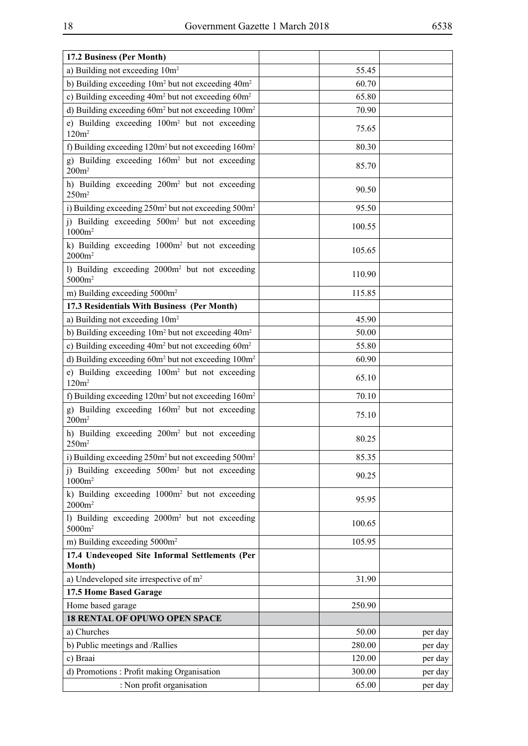| 17.2 Business (Per Month) | | | |
|---|---|---|---|
| a) Building not exceeding $10m^2$ | | 55.45 | |
| b) Building exceeding $10m^2$ but not exceeding $40m^2$ | | 60.70 | |
| c) Building exceeding $40m^2$ but not exceeding $60m^2$ | | 65.80 | |
| d) Building exceeding $60m^2$ but not exceeding $100m^2$ | | 70.90 | |
| e) Building exceeding $100m^2$ but not exceeding $120m^2$ | | 75.65 | |
| f) Building exceeding $120m^2$ but not exceeding $160m^2$ | | 80.30 | |
| g) Building exceeding $160m^2$ but not exceeding $200m^2$ | | 85.70 | |
| h) Building exceeding $200m^2$ but not exceeding $250m^2$ | | 90.50 | |
| i) Building exceeding $250m^2$ but not exceeding $500m^2$ | | 95.50 | |
| j) Building exceeding $500m^2$ but not exceeding $1000m^2$ | | 100.55 | |
| k) Building exceeding $1000m^2$ but not exceeding $2000m^2$ | | 105.65 | |
| l) Building exceeding $2000m^2$ but not exceeding $5000m^2$ | | 110.90 | |
| m) Building exceeding $5000m^2$ | | 115.85 | |
| **17.3 Residentials With Business (Per Month)** | | | |
| a) Building not exceeding $10m^2$ | | 45.90 | |
| b) Building exceeding $10m^2$ but not exceeding $40m^2$ | | 50.00 | |
| c) Building exceeding $40m^2$ but not exceeding $60m^2$ | | 55.80 | |
| d) Building exceeding $60m^2$ but not exceeding $100m^2$ | | 60.90 | |
| e) Building exceeding $100m^2$ but not exceeding $120m^2$ | | 65.10 | |
| f) Building exceeding $120m^2$ but not exceeding $160m^2$ | | 70.10 | |
| g) Building exceeding $160m^2$ but not exceeding $200m^2$ | | 75.10 | |
| h) Building exceeding $200m^2$ but not exceeding $250m^2$ | | 80.25 | |
| i) Building exceeding $250m^2$ but not exceeding $500m^2$ | | 85.35 | |
| j) Building exceeding $500m^2$ but not exceeding $1000m^2$ | | 90.25 | |
| k) Building exceeding $1000m^2$ but not exceeding $2000m^2$ | | 95.95 | |
| l) Building exceeding $2000m^2$ but not exceeding $5000m^2$ | | 100.65 | |
| m) Building exceeding $5000m^2$ | | 105.95 | |
| **17.4 Undeveoped Site Informal Settlements (Per Month)** | | | |
| a) Undeveloped site irrespective of $m^2$ | | 31.90 | |
| **17.5 Home Based Garage** | | | |
| Home based garage | | 250.90 | |
| **18 RENTAL OF OPUWO OPEN SPACE** | | | |
| a) Churches | | 50.00 | per day |
| b) Public meetings and /Rallies | | 280.00 | per day |
| c) Braai | | 120.00 | per day |
| d) Promotions : Profit making Organisation | | 300.00 | per day |
| : Non profit organisation | | 65.00 | per day |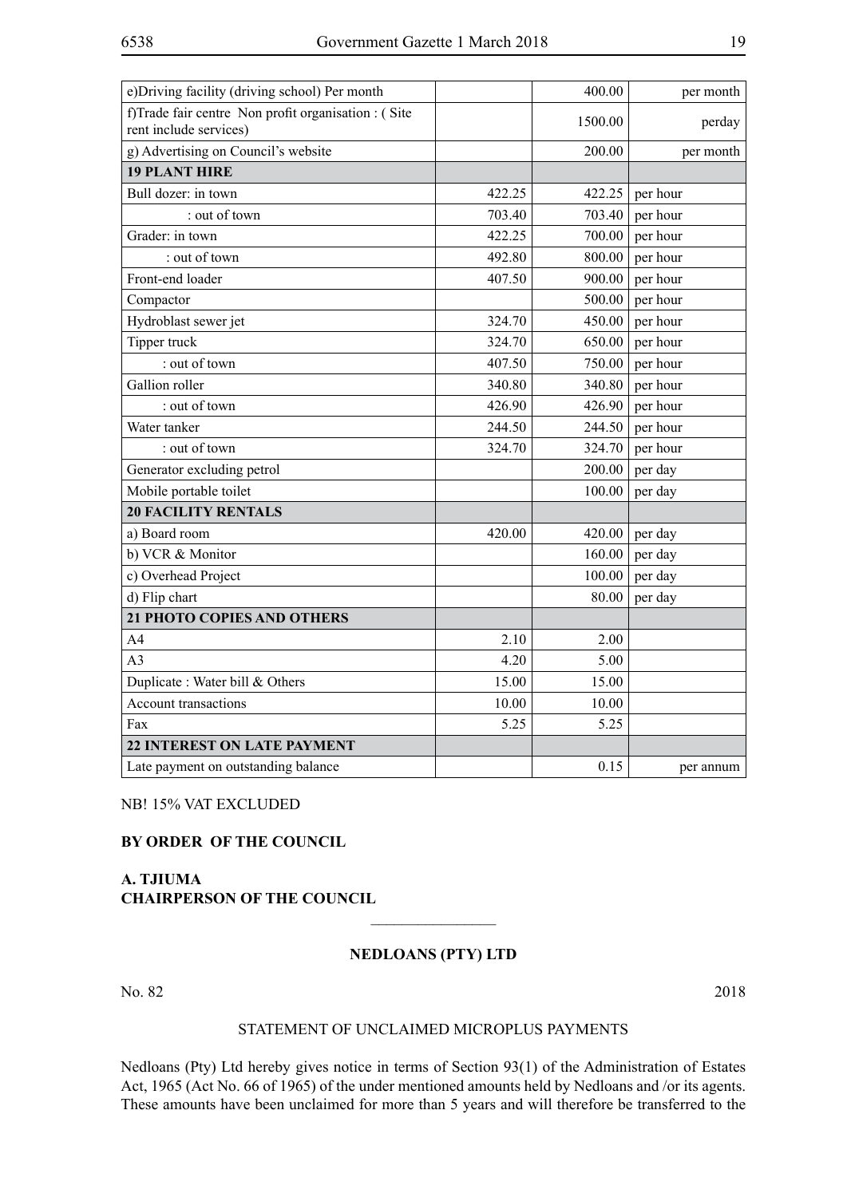| | | | |
|---|---|---|---|
| e)Driving facility (driving school) Per month | | 400.00 | per month |
| f)Trade fair centre Non profit organisation : ( Site rent include services) | | 1500.00 | perday |
| g) Advertising on Council's website | | 200.00 | per month |
| **19 PLANT HIRE** | | | |
| Bull dozer: in town | 422.25 | 422.25 | per hour |
| : out of town | 703.40 | 703.40 | per hour |
| Grader: in town | 422.25 | 700.00 | per hour |
| : out of town | 492.80 | 800.00 | per hour |
| Front-end loader | 407.50 | 900.00 | per hour |
| Compactor | | 500.00 | per hour |
| Hydroblast sewer jet | 324.70 | 450.00 | per hour |
| Tipper truck | 324.70 | 650.00 | per hour |
| : out of town | 407.50 | 750.00 | per hour |
| Gallion roller | 340.80 | 340.80 | per hour |
| : out of town | 426.90 | 426.90 | per hour |
| Water tanker | 244.50 | 244.50 | per hour |
| : out of town | 324.70 | 324.70 | per hour |
| Generator excluding petrol | | 200.00 | per day |
| Mobile portable toilet | | 100.00 | per day |
| **20 FACILITY RENTALS** | | | |
| a) Board room | 420.00 | 420.00 | per day |
| b) VCR & Monitor | | 160.00 | per day |
| c) Overhead Project | | 100.00 | per day |
| d) Flip chart | | 80.00 | per day |
| **21 PHOTO COPIES AND OTHERS** | | | |
| A4 | 2.10 | 2.00 | |
| A3 | 4.20 | 5.00 | |
| Duplicate : Water bill & Others | 15.00 | 15.00 | |
| Account transactions | 10.00 | 10.00 | |
| Fax | 5.25 | 5.25 | |
| **22 INTEREST ON LATE PAYMENT** | | | |
| Late payment on outstanding balance | | 0.15 | per annum |

NB! 15% VAT EXCLUDED

**BY ORDER OF THE COUNCIL**

**A. TJIUMA**
**CHAIRPERSON OF THE COUNCIL**

---

## NEDLOANS (PTY) LTD

No. 82 2018

STATEMENT OF UNCLAIMED MICROPLUS PAYMENTS

Nedloans (Pty) Ltd hereby gives notice in terms of Section 93(1) of the Administration of Estates Act, 1965 (Act No. 66 of 1965) of the under mentioned amounts held by Nedloans and /or its agents. These amounts have been unclaimed for more than 5 years and will therefore be transferred to the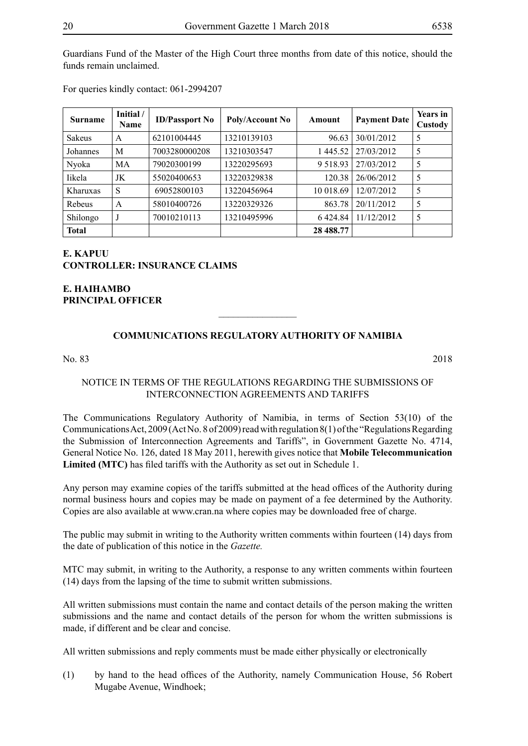Guardians Fund of the Master of the High Court three months from date of this notice, should the funds remain unclaimed.

For queries kindly contact: 061-2994207

| Surname | Initial / Name | ID/Passport No | Poly/Account No | Amount | Payment Date | Years in Custody |
|---|---|---|---|---|---|---|
| Sakeus | A | 62101004445 | 13210139103 | 96.63 | 30/01/2012 | 5 |
| Johannes | M | 7003280000208 | 13210303547 | 1 445.52 | 27/03/2012 | 5 |
| Nyoka | MA | 79020300199 | 13220295693 | 9 518.93 | 27/03/2012 | 5 |
| Iikela | JK | 55020400653 | 13220329838 | 120.38 | 26/06/2012 | 5 |
| Kharuxas | S | 69052800103 | 13220456964 | 10 018.69 | 12/07/2012 | 5 |
| Rebeus | A | 58010400726 | 13220329326 | 863.78 | 20/11/2012 | 5 |
| Shilongo | J | 70010210113 | 13210495996 | 6 424.84 | 11/12/2012 | 5 |
| **Total** | | | | **28 488.77** | | |

**E. KAPUU**
**CONTROLLER: INSURANCE CLAIMS**

**E. HAIHAMBO**
**PRINCIPAL OFFICER**

________________

## COMMUNICATIONS REGULATORY AUTHORITY OF NAMIBIA

No. 83 2018

NOTICE IN TERMS OF THE REGULATIONS REGARDING THE SUBMISSIONS OF INTERCONNECTION AGREEMENTS AND TARIFFS

The Communications Regulatory Authority of Namibia, in terms of Section 53(10) of the Communications Act, 2009 (Act No. 8 of 2009) read with regulation 8(1) of the "Regulations Regarding the Submission of Interconnection Agreements and Tariffs", in Government Gazette No. 4714, General Notice No. 126, dated 18 May 2011, herewith gives notice that **Mobile Telecommunication Limited (MTC)** has filed tariffs with the Authority as set out in Schedule 1.

Any person may examine copies of the tariffs submitted at the head offices of the Authority during normal business hours and copies may be made on payment of a fee determined by the Authority. Copies are also available at www.cran.na where copies may be downloaded free of charge.

The public may submit in writing to the Authority written comments within fourteen (14) days from the date of publication of this notice in the *Gazette.*

MTC may submit, in writing to the Authority, a response to any written comments within fourteen (14) days from the lapsing of the time to submit written submissions.

All written submissions must contain the name and contact details of the person making the written submissions and the name and contact details of the person for whom the written submissions is made, if different and be clear and concise.

All written submissions and reply comments must be made either physically or electronically

(1) by hand to the head offices of the Authority, namely Communication House, 56 Robert Mugabe Avenue, Windhoek;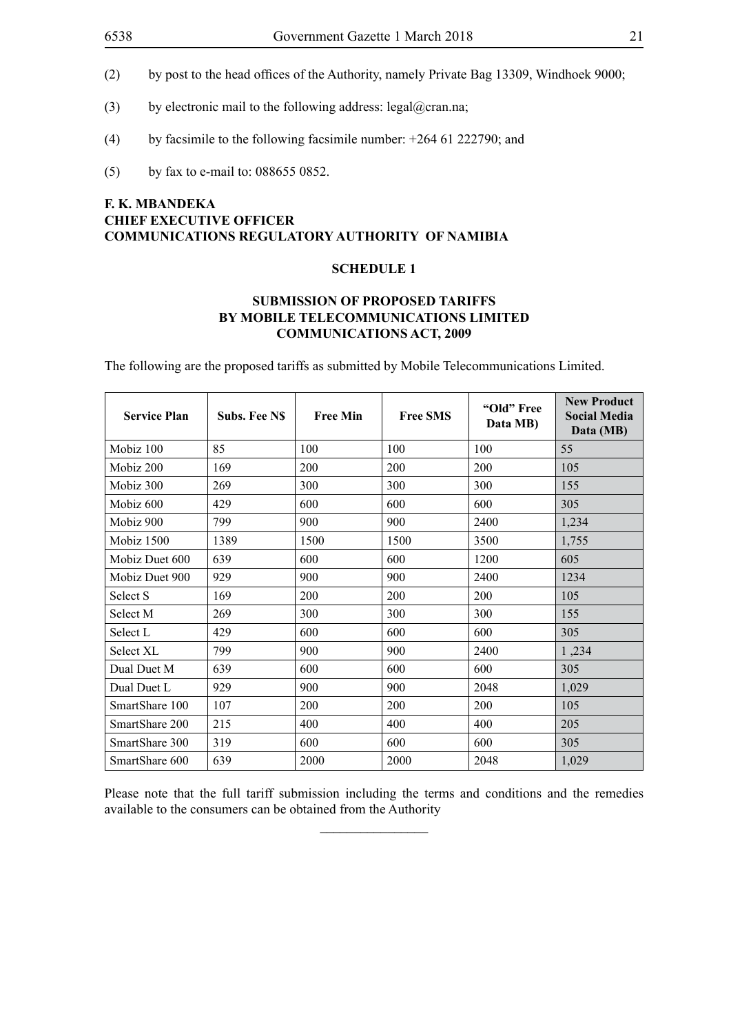(2) by post to the head offices of the Authority, namely Private Bag 13309, Windhoek 9000;

(3) by electronic mail to the following address: legal@cran.na;

(4) by facsimile to the following facsimile number: +264 61 222790; and

(5) by fax to e-mail to: 088655 0852.

**F. K. MBANDEKA**
**CHIEF EXECUTIVE OFFICER**
**COMMUNICATIONS REGULATORY AUTHORITY OF NAMIBIA**

## SCHEDULE 1

### SUBMISSION OF PROPOSED TARIFFS BY MOBILE TELECOMMUNICATIONS LIMITED COMMUNICATIONS ACT, 2009

The following are the proposed tariffs as submitted by Mobile Telecommunications Limited.

| Service Plan | Subs. Fee N$ | Free Min | Free SMS | "Old" Free Data MB) | New Product Social Media Data (MB) |
|---|---|---|---|---|---|
| Mobiz 100 | 85 | 100 | 100 | 100 | 55 |
| Mobiz 200 | 169 | 200 | 200 | 200 | 105 |
| Mobiz 300 | 269 | 300 | 300 | 300 | 155 |
| Mobiz 600 | 429 | 600 | 600 | 600 | 305 |
| Mobiz 900 | 799 | 900 | 900 | 2400 | 1,234 |
| Mobiz 1500 | 1389 | 1500 | 1500 | 3500 | 1,755 |
| Mobiz Duet 600 | 639 | 600 | 600 | 1200 | 605 |
| Mobiz Duet 900 | 929 | 900 | 900 | 2400 | 1234 |
| Select S | 169 | 200 | 200 | 200 | 105 |
| Select M | 269 | 300 | 300 | 300 | 155 |
| Select L | 429 | 600 | 600 | 600 | 305 |
| Select XL | 799 | 900 | 900 | 2400 | 1 ,234 |
| Dual Duet M | 639 | 600 | 600 | 600 | 305 |
| Dual Duet L | 929 | 900 | 900 | 2048 | 1,029 |
| SmartShare 100 | 107 | 200 | 200 | 200 | 105 |
| SmartShare 200 | 215 | 400 | 400 | 400 | 205 |
| SmartShare 300 | 319 | 600 | 600 | 600 | 305 |
| SmartShare 600 | 639 | 2000 | 2000 | 2048 | 1,029 |

Please note that the full tariff submission including the terms and conditions and the remedies available to the consumers can be obtained from the Authority

________________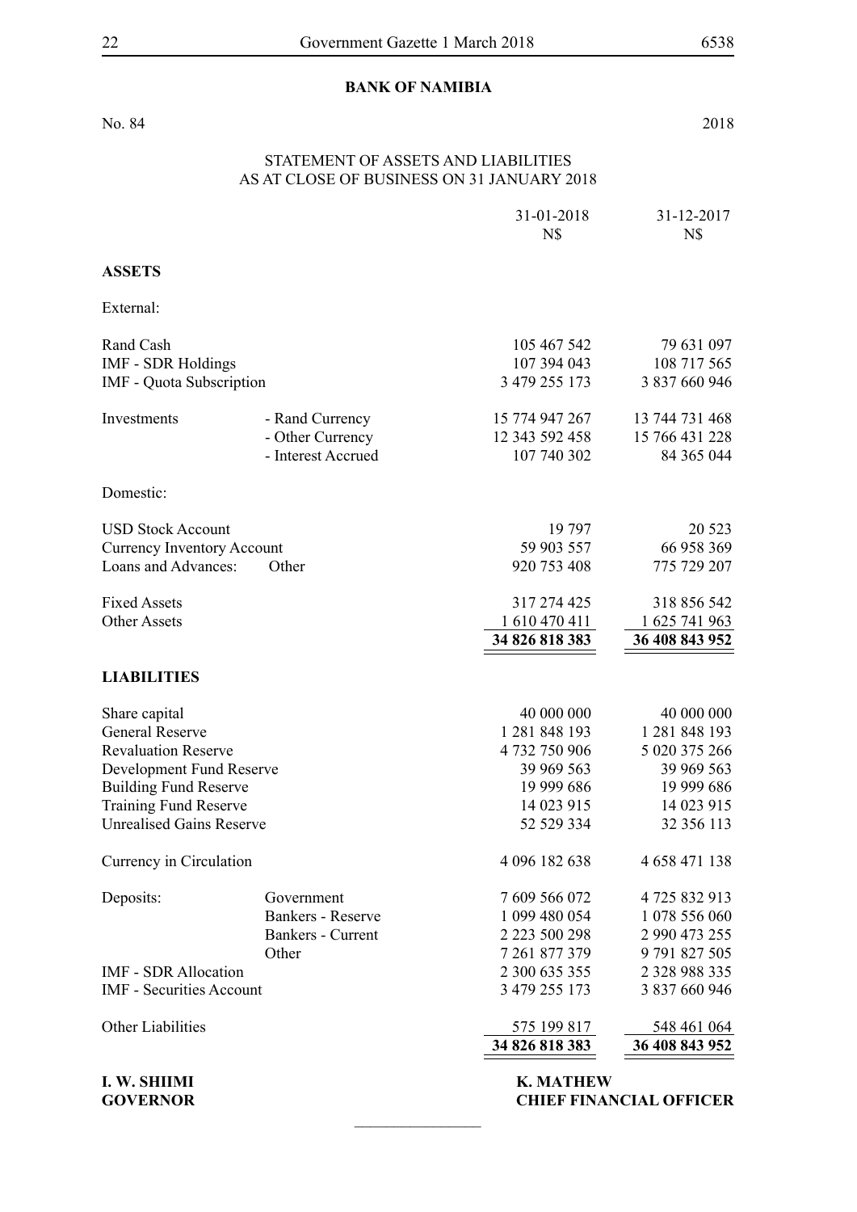## BANK OF NAMIBIA

No. 84 2018

STATEMENT OF ASSETS AND LIABILITIES
AS AT CLOSE OF BUSINESS ON 31 JANUARY 2018

| | | 31-01-2018 N$ | 31-12-2017 N$ |
|---|---|---|---|
| **ASSETS** | | | |
| External: | | | |
| Rand Cash | | 105 467 542 | 79 631 097 |
| IMF - SDR Holdings | | 107 394 043 | 108 717 565 |
| IMF - Quota Subscription | | 3 479 255 173 | 3 837 660 946 |
| Investments | - Rand Currency | 15 774 947 267 | 13 744 731 468 |
| | - Other Currency | 12 343 592 458 | 15 766 431 228 |
| | - Interest Accrued | 107 740 302 | 84 365 044 |
| Domestic: | | | |
| USD Stock Account | | 19 797 | 20 523 |
| Currency Inventory Account | | 59 903 557 | 66 958 369 |
| Loans and Advances: | Other | 920 753 408 | 775 729 207 |
| Fixed Assets | | 317 274 425 | 318 856 542 |
| Other Assets | | 1 610 470 411 | 1 625 741 963 |
| | | **34 826 818 383** | **36 408 843 952** |
| **LIABILITIES** | | | |
| Share capital | | 40 000 000 | 40 000 000 |
| General Reserve | | 1 281 848 193 | 1 281 848 193 |
| Revaluation Reserve | | 4 732 750 906 | 5 020 375 266 |
| Development Fund Reserve | | 39 969 563 | 39 969 563 |
| Building Fund Reserve | | 19 999 686 | 19 999 686 |
| Training Fund Reserve | | 14 023 915 | 14 023 915 |
| Unrealised Gains Reserve | | 52 529 334 | 32 356 113 |
| Currency in Circulation | | 4 096 182 638 | 4 658 471 138 |
| Deposits: | Government | 7 609 566 072 | 4 725 832 913 |
| | Bankers - Reserve | 1 099 480 054 | 1 078 556 060 |
| | Bankers - Current | 2 223 500 298 | 2 990 473 255 |
| | Other | 7 261 877 379 | 9 791 827 505 |
| IMF - SDR Allocation | | 2 300 635 355 | 2 328 988 335 |
| IMF - Securities Account | | 3 479 255 173 | 3 837 660 946 |
| Other Liabilities | | 575 199 817 | 548 461 064 |
| | | **34 826 818 383** | **36 408 843 952** |

**I. W. SHIIMI**
**GOVERNOR**

**K. MATHEW**
**CHIEF FINANCIAL OFFICER**